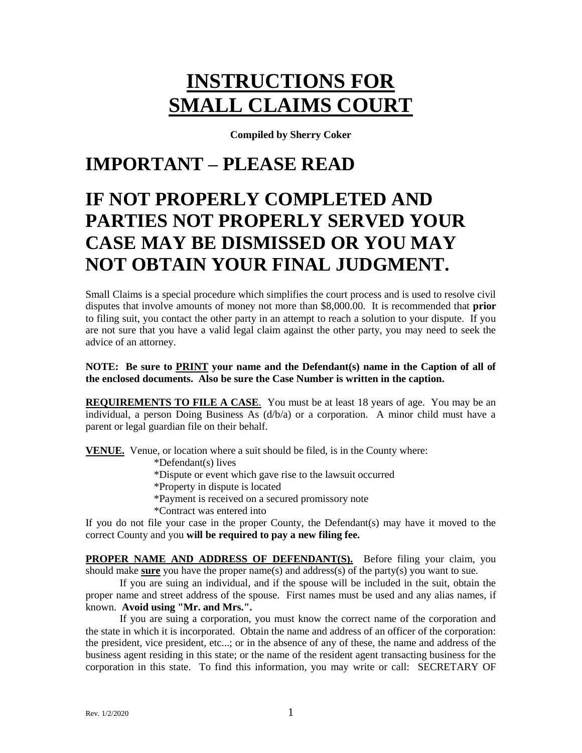# INSTRUCTIONS FOR SMALL CLAIMS COURT

**Compiled by Sherry Coker**

# IMPORTANT – PLEASE READ

# IF NOT PROPERLY COMPLETED AND PARTIES NOT PROPERLY SERVED YOUR CASE MAY BE DISMISSED OR YOU MAY NOT OBTAIN YOUR FINAL JUDGMENT.

Small Claims is a special procedure which simplifies the court process and is used to resolve civil disputes that involve amounts of money not more than $8,000.00. It is recommended that **prior** to filing suit, you contact the other party in an attempt to reach a solution to your dispute. If you are not sure that you have a valid legal claim against the other party, you may need to seek the advice of an attorney.

**NOTE: Be sure to PRINT your name and the Defendant(s) name in the Caption of all of the enclosed documents. Also be sure the Case Number is written in the caption.**

**REQUIREMENTS TO FILE A CASE**. You must be at least 18 years of age. You may be an individual, a person Doing Business As (d/b/a) or a corporation. A minor child must have a parent or legal guardian file on their behalf.

**VENUE.** Venue, or location where a suit should be filed, is in the County where:

*Defendant(s) lives
*Dispute or event which gave rise to the lawsuit occurred
*Property in dispute is located
*Payment is received on a secured promissory note
*Contract was entered into

If you do not file your case in the proper County, the Defendant(s) may have it moved to the correct County and you **will be required to pay a new filing fee.**

**PROPER NAME AND ADDRESS OF DEFENDANT(S).** Before filing your claim, you should make **sure** you have the proper name(s) and address(s) of the party(s) you want to sue.

If you are suing an individual, and if the spouse will be included in the suit, obtain the proper name and street address of the spouse. First names must be used and any alias names, if known. **Avoid using "Mr. and Mrs.".**

If you are suing a corporation, you must know the correct name of the corporation and the state in which it is incorporated. Obtain the name and address of an officer of the corporation: the president, vice president, etc...; or in the absence of any of these, the name and address of the business agent residing in this state; or the name of the resident agent transacting business for the corporation in this state. To find this information, you may write or call: SECRETARY OF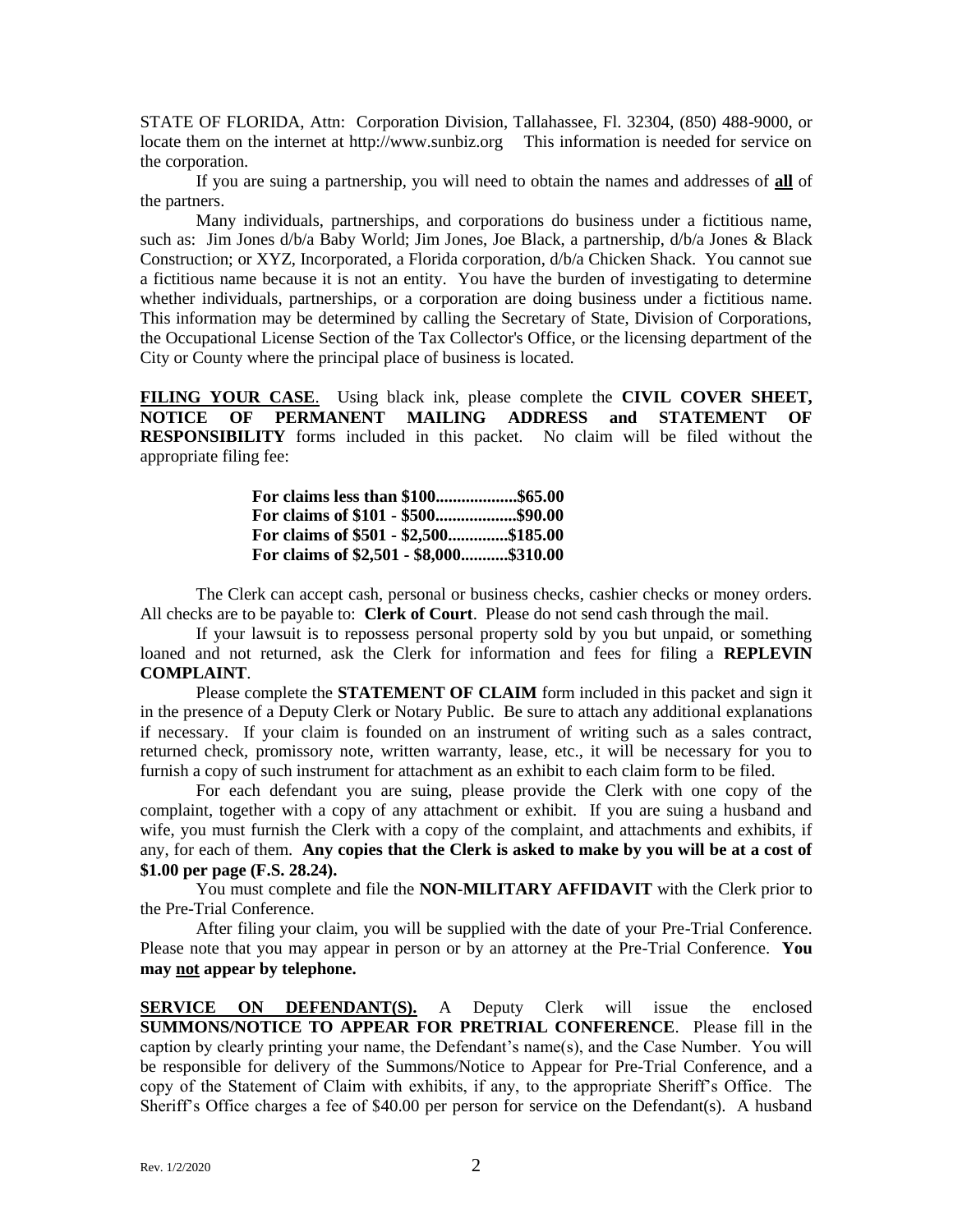STATE OF FLORIDA, Attn: Corporation Division, Tallahassee, Fl. 32304, (850) 488-9000, or locate them on the internet at http://www.sunbiz.org This information is needed for service on the corporation.

If you are suing a partnership, you will need to obtain the names and addresses of **all** of the partners.

Many individuals, partnerships, and corporations do business under a fictitious name, such as: Jim Jones d/b/a Baby World; Jim Jones, Joe Black, a partnership, d/b/a Jones & Black Construction; or XYZ, Incorporated, a Florida corporation, d/b/a Chicken Shack. You cannot sue a fictitious name because it is not an entity. You have the burden of investigating to determine whether individuals, partnerships, or a corporation are doing business under a fictitious name. This information may be determined by calling the Secretary of State, Division of Corporations, the Occupational License Section of the Tax Collector's Office, or the licensing department of the City or County where the principal place of business is located.

**FILING YOUR CASE**. Using black ink, please complete the **CIVIL COVER SHEET, NOTICE OF PERMANENT MAILING ADDRESS and STATEMENT OF RESPONSIBILITY** forms included in this packet. No claim will be filed without the appropriate filing fee:

**For claims less than $100...................$65.00**
**For claims of $101 - $500...................$90.00**
**For claims of $501 - $2,500..............$185.00**
**For claims of $2,501 - $8,000...........$310.00**

The Clerk can accept cash, personal or business checks, cashier checks or money orders. All checks are to be payable to: **Clerk of Court**. Please do not send cash through the mail.

If your lawsuit is to repossess personal property sold by you but unpaid, or something loaned and not returned, ask the Clerk for information and fees for filing a **REPLEVIN COMPLAINT**.

Please complete the **STATEMENT OF CLAIM** form included in this packet and sign it in the presence of a Deputy Clerk or Notary Public. Be sure to attach any additional explanations if necessary. If your claim is founded on an instrument of writing such as a sales contract, returned check, promissory note, written warranty, lease, etc., it will be necessary for you to furnish a copy of such instrument for attachment as an exhibit to each claim form to be filed.

For each defendant you are suing, please provide the Clerk with one copy of the complaint, together with a copy of any attachment or exhibit. If you are suing a husband and wife, you must furnish the Clerk with a copy of the complaint, and attachments and exhibits, if any, for each of them. **Any copies that the Clerk is asked to make by you will be at a cost of $1.00 per page (F.S. 28.24).**

You must complete and file the **NON-MILITARY AFFIDAVIT** with the Clerk prior to the Pre-Trial Conference.

After filing your claim, you will be supplied with the date of your Pre-Trial Conference. Please note that you may appear in person or by an attorney at the Pre-Trial Conference. **You may not appear by telephone.**

**SERVICE ON DEFENDANT(S).** A Deputy Clerk will issue the enclosed **SUMMONS/NOTICE TO APPEAR FOR PRETRIAL CONFERENCE**. Please fill in the caption by clearly printing your name, the Defendant's name(s), and the Case Number. You will be responsible for delivery of the Summons/Notice to Appear for Pre-Trial Conference, and a copy of the Statement of Claim with exhibits, if any, to the appropriate Sheriff's Office. The Sheriff's Office charges a fee of $40.00 per person for service on the Defendant(s). A husband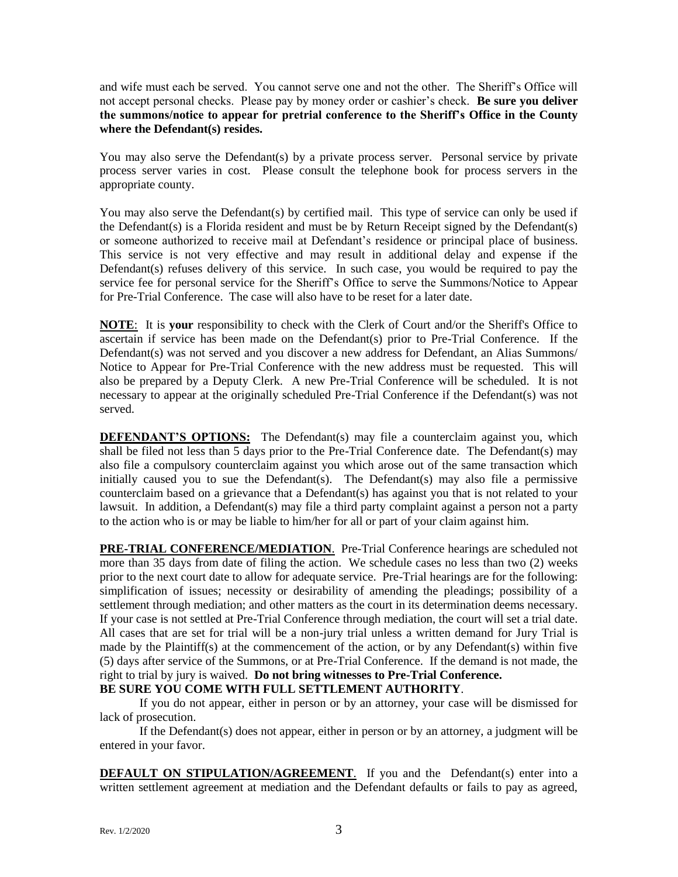and wife must each be served. You cannot serve one and not the other. The Sheriff's Office will not accept personal checks. Please pay by money order or cashier's check. **Be sure you deliver the summons/notice to appear for pretrial conference to the Sheriff's Office in the County where the Defendant(s) resides.**

You may also serve the Defendant(s) by a private process server. Personal service by private process server varies in cost. Please consult the telephone book for process servers in the appropriate county.

You may also serve the Defendant(s) by certified mail. This type of service can only be used if the Defendant(s) is a Florida resident and must be by Return Receipt signed by the Defendant(s) or someone authorized to receive mail at Defendant's residence or principal place of business. This service is not very effective and may result in additional delay and expense if the Defendant(s) refuses delivery of this service. In such case, you would be required to pay the service fee for personal service for the Sheriff's Office to serve the Summons/Notice to Appear for Pre-Trial Conference. The case will also have to be reset for a later date.

**NOTE**: It is **your** responsibility to check with the Clerk of Court and/or the Sheriff's Office to ascertain if service has been made on the Defendant(s) prior to Pre-Trial Conference. If the Defendant(s) was not served and you discover a new address for Defendant, an Alias Summons/ Notice to Appear for Pre-Trial Conference with the new address must be requested. This will also be prepared by a Deputy Clerk. A new Pre-Trial Conference will be scheduled. It is not necessary to appear at the originally scheduled Pre-Trial Conference if the Defendant(s) was not served.

**DEFENDANT'S OPTIONS:** The Defendant(s) may file a counterclaim against you, which shall be filed not less than 5 days prior to the Pre-Trial Conference date. The Defendant(s) may also file a compulsory counterclaim against you which arose out of the same transaction which initially caused you to sue the Defendant(s). The Defendant(s) may also file a permissive counterclaim based on a grievance that a Defendant(s) has against you that is not related to your lawsuit. In addition, a Defendant(s) may file a third party complaint against a person not a party to the action who is or may be liable to him/her for all or part of your claim against him.

**PRE-TRIAL CONFERENCE/MEDIATION**. Pre-Trial Conference hearings are scheduled not more than 35 days from date of filing the action. We schedule cases no less than two (2) weeks prior to the next court date to allow for adequate service. Pre-Trial hearings are for the following: simplification of issues; necessity or desirability of amending the pleadings; possibility of a settlement through mediation; and other matters as the court in its determination deems necessary. If your case is not settled at Pre-Trial Conference through mediation, the court will set a trial date. All cases that are set for trial will be a non-jury trial unless a written demand for Jury Trial is made by the Plaintiff(s) at the commencement of the action, or by any Defendant(s) within five (5) days after service of the Summons, or at Pre-Trial Conference. If the demand is not made, the right to trial by jury is waived. **Do not bring witnesses to Pre-Trial Conference.**
**BE SURE YOU COME WITH FULL SETTLEMENT AUTHORITY**.

If you do not appear, either in person or by an attorney, your case will be dismissed for lack of prosecution.

If the Defendant(s) does not appear, either in person or by an attorney, a judgment will be entered in your favor.

**DEFAULT ON STIPULATION/AGREEMENT**. If you and the Defendant(s) enter into a written settlement agreement at mediation and the Defendant defaults or fails to pay as agreed,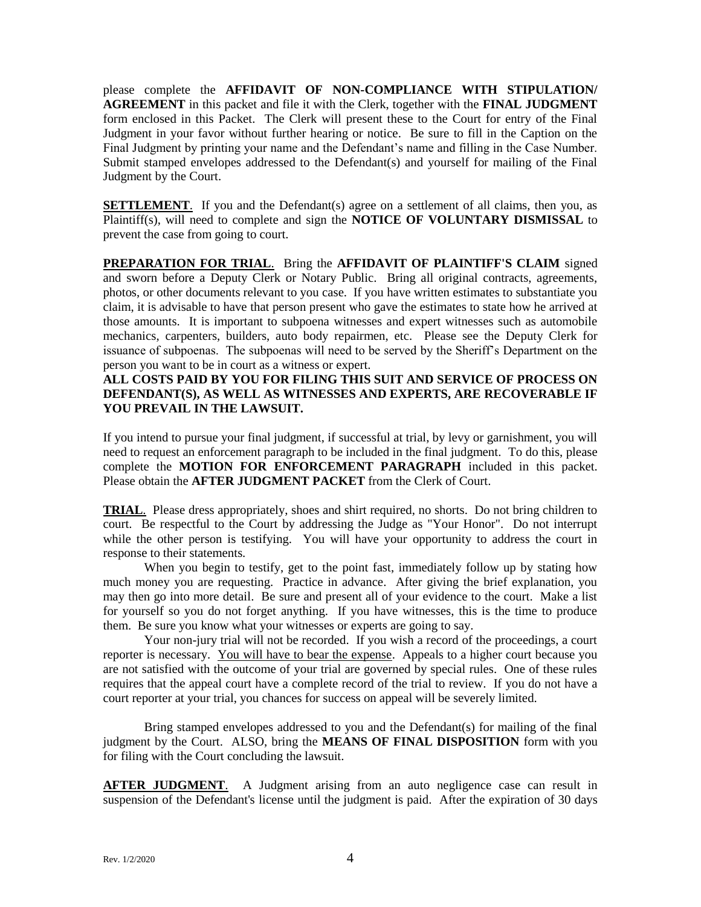please complete the **AFFIDAVIT OF NON-COMPLIANCE WITH STIPULATION/ AGREEMENT** in this packet and file it with the Clerk, together with the **FINAL JUDGMENT** form enclosed in this Packet. The Clerk will present these to the Court for entry of the Final Judgment in your favor without further hearing or notice. Be sure to fill in the Caption on the Final Judgment by printing your name and the Defendant's name and filling in the Case Number. Submit stamped envelopes addressed to the Defendant(s) and yourself for mailing of the Final Judgment by the Court.

**SETTLEMENT**. If you and the Defendant(s) agree on a settlement of all claims, then you, as Plaintiff(s), will need to complete and sign the **NOTICE OF VOLUNTARY DISMISSAL** to prevent the case from going to court.

**PREPARATION FOR TRIAL**. Bring the **AFFIDAVIT OF PLAINTIFF'S CLAIM** signed and sworn before a Deputy Clerk or Notary Public. Bring all original contracts, agreements, photos, or other documents relevant to you case. If you have written estimates to substantiate you claim, it is advisable to have that person present who gave the estimates to state how he arrived at those amounts. It is important to subpoena witnesses and expert witnesses such as automobile mechanics, carpenters, builders, auto body repairmen, etc. Please see the Deputy Clerk for issuance of subpoenas. The subpoenas will need to be served by the Sheriff's Department on the person you want to be in court as a witness or expert.

**ALL COSTS PAID BY YOU FOR FILING THIS SUIT AND SERVICE OF PROCESS ON DEFENDANT(S), AS WELL AS WITNESSES AND EXPERTS, ARE RECOVERABLE IF YOU PREVAIL IN THE LAWSUIT.**

If you intend to pursue your final judgment, if successful at trial, by levy or garnishment, you will need to request an enforcement paragraph to be included in the final judgment. To do this, please complete the **MOTION FOR ENFORCEMENT PARAGRAPH** included in this packet. Please obtain the **AFTER JUDGMENT PACKET** from the Clerk of Court.

**TRIAL**. Please dress appropriately, shoes and shirt required, no shorts. Do not bring children to court. Be respectful to the Court by addressing the Judge as "Your Honor". Do not interrupt while the other person is testifying. You will have your opportunity to address the court in response to their statements.

When you begin to testify, get to the point fast, immediately follow up by stating how much money you are requesting. Practice in advance. After giving the brief explanation, you may then go into more detail. Be sure and present all of your evidence to the court. Make a list for yourself so you do not forget anything. If you have witnesses, this is the time to produce them. Be sure you know what your witnesses or experts are going to say.

Your non-jury trial will not be recorded. If you wish a record of the proceedings, a court reporter is necessary. You will have to bear the expense. Appeals to a higher court because you are not satisfied with the outcome of your trial are governed by special rules. One of these rules requires that the appeal court have a complete record of the trial to review. If you do not have a court reporter at your trial, you chances for success on appeal will be severely limited.

Bring stamped envelopes addressed to you and the Defendant(s) for mailing of the final judgment by the Court. ALSO, bring the **MEANS OF FINAL DISPOSITION** form with you for filing with the Court concluding the lawsuit.

**AFTER JUDGMENT**. A Judgment arising from an auto negligence case can result in suspension of the Defendant's license until the judgment is paid. After the expiration of 30 days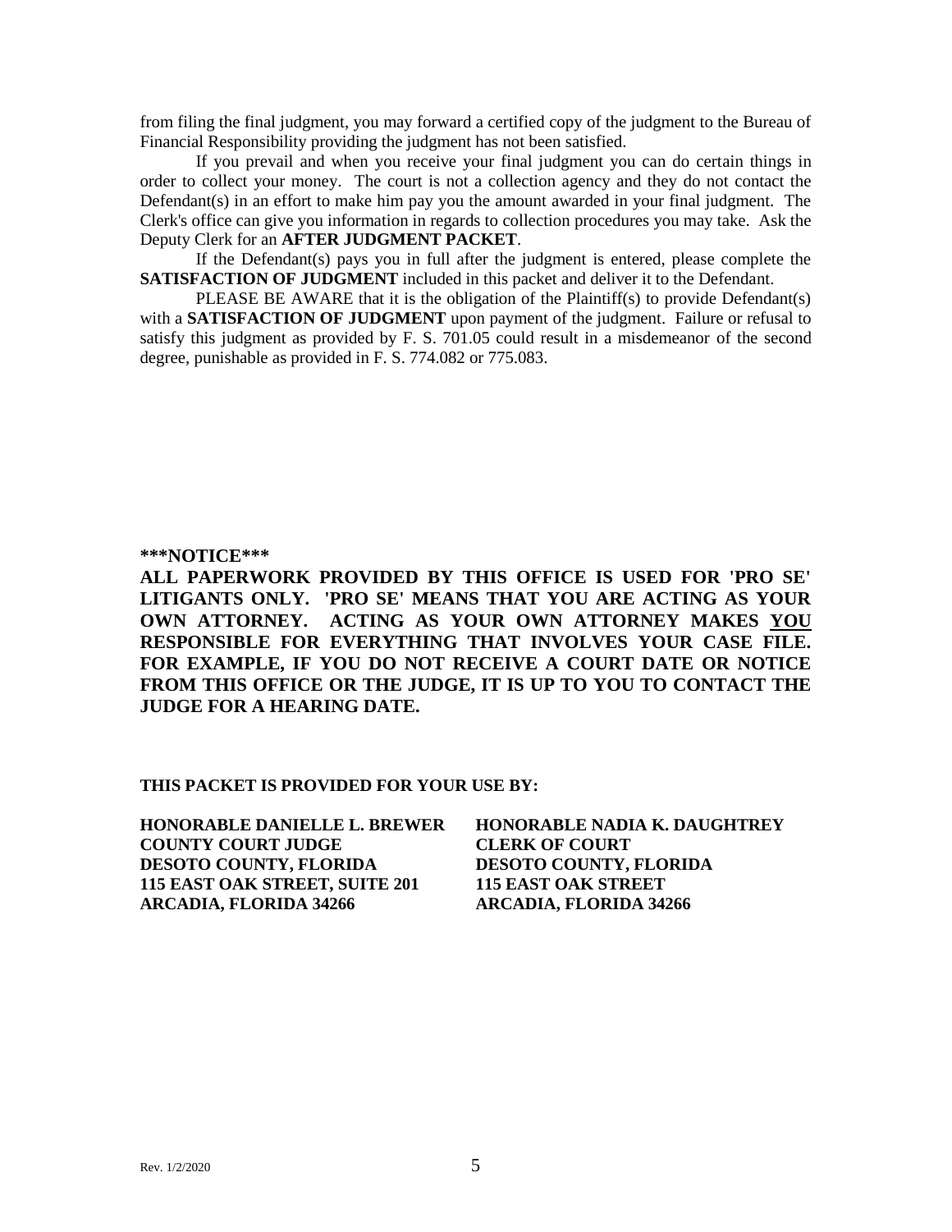from filing the final judgment, you may forward a certified copy of the judgment to the Bureau of Financial Responsibility providing the judgment has not been satisfied.

If you prevail and when you receive your final judgment you can do certain things in order to collect your money. The court is not a collection agency and they do not contact the Defendant(s) in an effort to make him pay you the amount awarded in your final judgment. The Clerk's office can give you information in regards to collection procedures you may take. Ask the Deputy Clerk for an **AFTER JUDGMENT PACKET**.

If the Defendant(s) pays you in full after the judgment is entered, please complete the **SATISFACTION OF JUDGMENT** included in this packet and deliver it to the Defendant.

PLEASE BE AWARE that it is the obligation of the Plaintiff(s) to provide Defendant(s) with a **SATISFACTION OF JUDGMENT** upon payment of the judgment. Failure or refusal to satisfy this judgment as provided by F. S. 701.05 could result in a misdemeanor of the second degree, punishable as provided in F. S. 774.082 or 775.083.

**\*\*\*NOTICE\*\*\***

**ALL PAPERWORK PROVIDED BY THIS OFFICE IS USED FOR 'PRO SE' LITIGANTS ONLY. 'PRO SE' MEANS THAT YOU ARE ACTING AS YOUR OWN ATTORNEY. ACTING AS YOUR OWN ATTORNEY MAKES <u>YOU</u> RESPONSIBLE FOR EVERYTHING THAT INVOLVES YOUR CASE FILE. FOR EXAMPLE, IF YOU DO NOT RECEIVE A COURT DATE OR NOTICE FROM THIS OFFICE OR THE JUDGE, IT IS UP TO YOU TO CONTACT THE JUDGE FOR A HEARING DATE.**

**THIS PACKET IS PROVIDED FOR YOUR USE BY:**

**HONORABLE DANIELLE L. BREWER**
**COUNTY COURT JUDGE**
**DESOTO COUNTY, FLORIDA**
**115 EAST OAK STREET, SUITE 201**
**ARCADIA, FLORIDA 34266**

**HONORABLE NADIA K. DAUGHTREY**
**CLERK OF COURT**
**DESOTO COUNTY, FLORIDA**
**115 EAST OAK STREET**
**ARCADIA, FLORIDA 34266**

Rev. 1/2/2020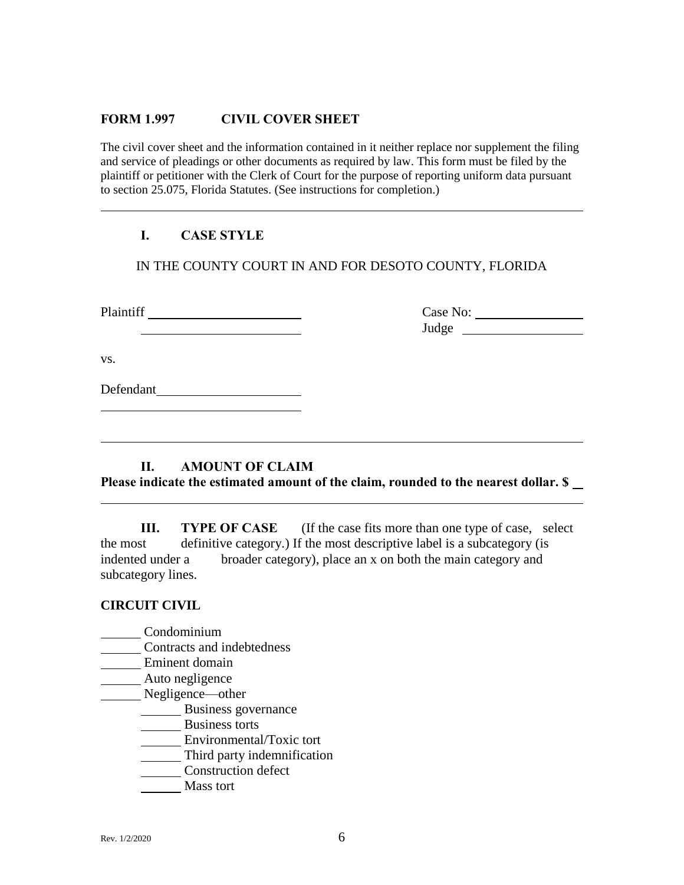## FORM 1.997 CIVIL COVER SHEET

The civil cover sheet and the information contained in it neither replace nor supplement the filing and service of pleadings or other documents as required by law. This form must be filed by the plaintiff or petitioner with the Clerk of Court for the purpose of reporting uniform data pursuant to section 25.075, Florida Statutes. (See instructions for completion.)

---

### I. CASE STYLE

IN THE COUNTY COURT IN AND FOR DESOTO COUNTY, FLORIDA

Plaintiff ______________________
______________________

Case No: ______________
Judge ______________

vs.

Defendant______________________
______________________

---

### II. AMOUNT OF CLAIM

**Please indicate the estimated amount of the claim, rounded to the nearest dollar. $ __**

---

**III. TYPE OF CASE** (If the case fits more than one type of case, select the most definitive category.) If the most descriptive label is a subcategory (is indented under a broader category), place an x on both the main category and subcategory lines.

**CIRCUIT CIVIL**

______ Condominium
______ Contracts and indebtedness
______ Eminent domain
______ Auto negligence
______ Negligence—other
    ______ Business governance
    ______ Business torts
    ______ Environmental/Toxic tort
    ______ Third party indemnification
    ______ Construction defect
    ______ Mass tort

Rev. 1/2/2020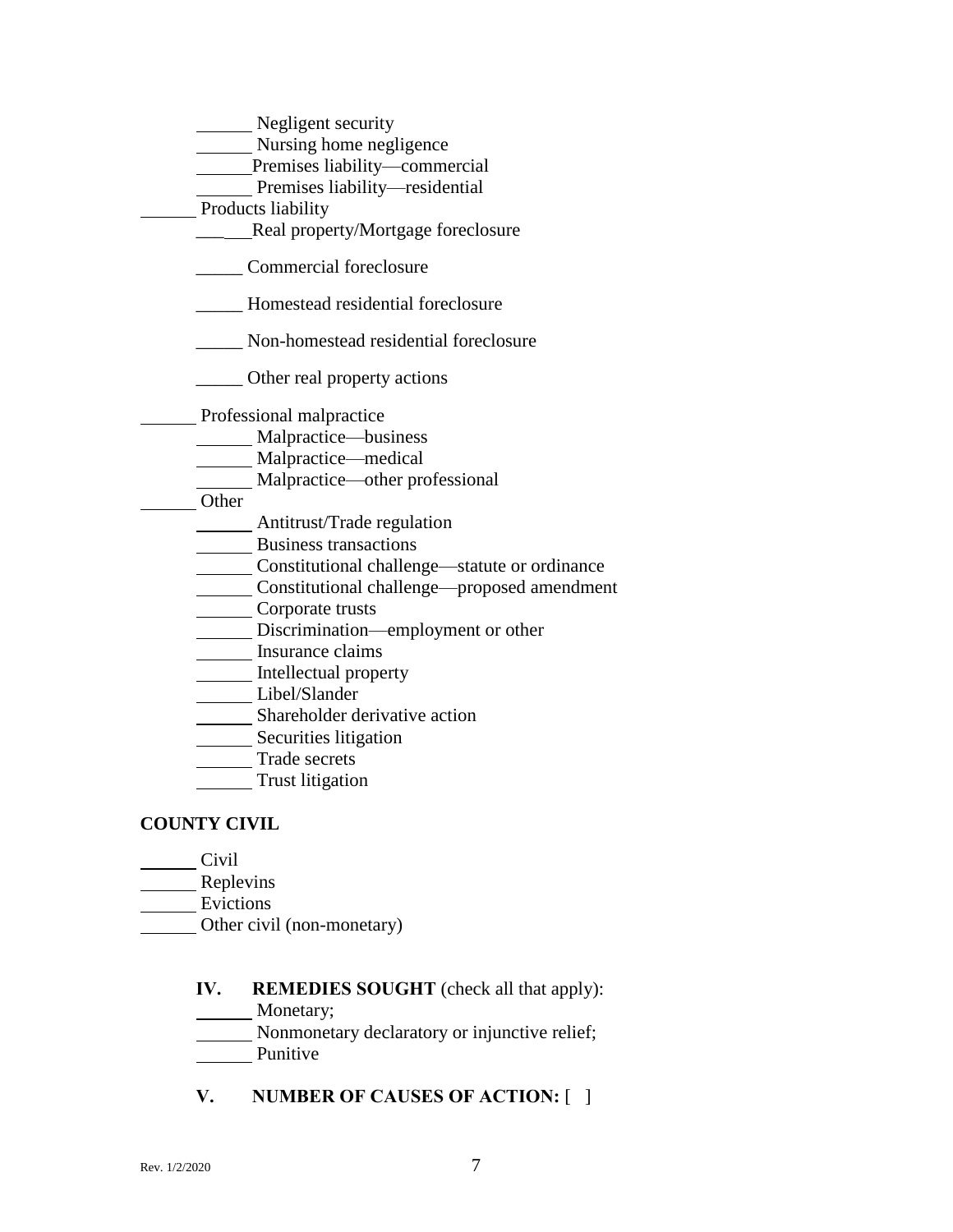______ Negligent security
______ Nursing home negligence
______ Premises liability—commercial
______ Premises liability—residential

______ Products liability
______ Real property/Mortgage foreclosure

_____ Commercial foreclosure

_____ Homestead residential foreclosure

_____ Non-homestead residential foreclosure

_____ Other real property actions

______ Professional malpractice
______ Malpractice—business
______ Malpractice—medical
______ Malpractice—other professional

______ Other
______ Antitrust/Trade regulation
______ Business transactions
______ Constitutional challenge—statute or ordinance
______ Constitutional challenge—proposed amendment
______ Corporate trusts
______ Discrimination—employment or other
______ Insurance claims
______ Intellectual property
______ Libel/Slander
______ Shareholder derivative action
______ Securities litigation
______ Trade secrets
______ Trust litigation

**COUNTY CIVIL**

______ Civil
______ Replevins
______ Evictions
______ Other civil (non-monetary)

**IV. REMEDIES SOUGHT** (check all that apply):
______ Monetary;
______ Nonmonetary declaratory or injunctive relief;
______ Punitive

**V. NUMBER OF CAUSES OF ACTION:** [ ]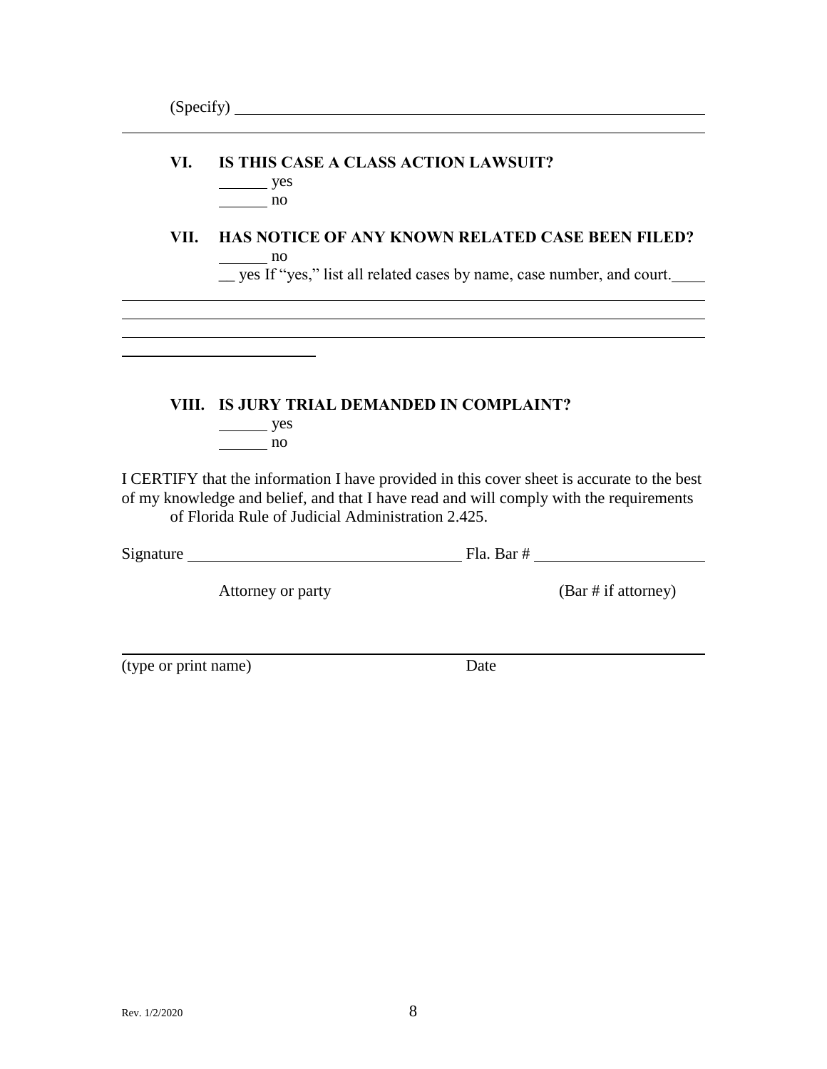(Specify) ______________________________________________

______________________________________________________

## VI. IS THIS CASE A CLASS ACTION LAWSUIT?

______ yes
______ no

## VII. HAS NOTICE OF ANY KNOWN RELATED CASE BEEN FILED?

______ no
__ yes If "yes," list all related cases by name, case number, and court.____

______________________________________________________
______________________________________________________
______________________________________________________
______________________

## VIII. IS JURY TRIAL DEMANDED IN COMPLAINT?

______ yes
______ no

I CERTIFY that the information I have provided in this cover sheet is accurate to the best of my knowledge and belief, and that I have read and will comply with the requirements of Florida Rule of Judicial Administration 2.425.

Signature ______________________________ Fla. Bar # ____________________

Attorney or party (Bar # if attorney)

______________________________________________________

(type or print name) Date

Rev. 1/2/2020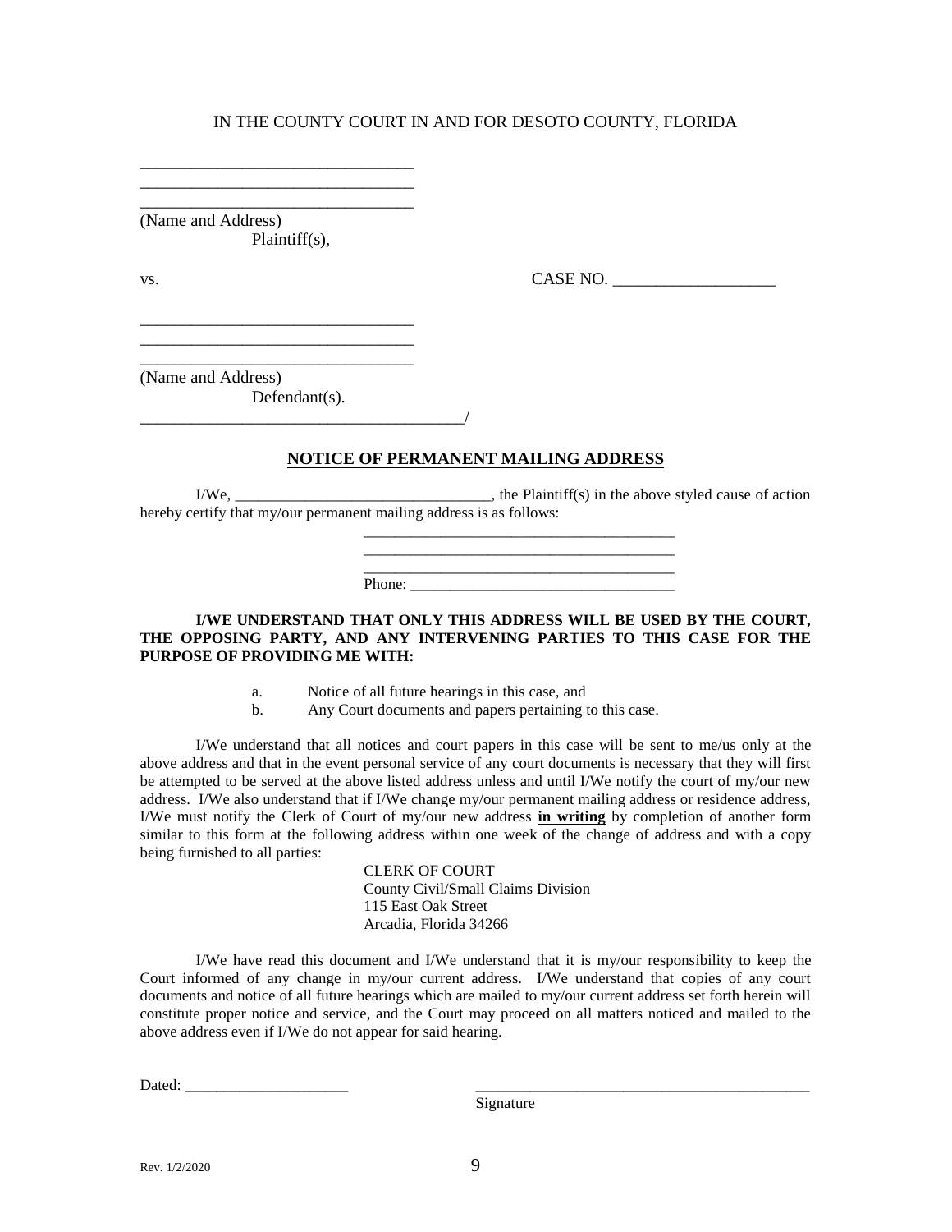IN THE COUNTY COURT IN AND FOR DESOTO COUNTY, FLORIDA

_________________________________
_________________________________
_________________________________
(Name and Address)
Plaintiff(s),

vs. CASE NO. ___________________

_________________________________
_________________________________
_________________________________
(Name and Address)
Defendant(s).
_______________________________________/

## NOTICE OF PERMANENT MAILING ADDRESS

I/We, _________________________________, the Plaintiff(s) in the above styled cause of action hereby certify that my/our permanent mailing address is as follows:

_______________________________________
_______________________________________
_______________________________________
Phone: _________________________________

**I/WE UNDERSTAND THAT ONLY THIS ADDRESS WILL BE USED BY THE COURT, THE OPPOSING PARTY, AND ANY INTERVENING PARTIES TO THIS CASE FOR THE PURPOSE OF PROVIDING ME WITH:**

a. Notice of all future hearings in this case, and
b. Any Court documents and papers pertaining to this case.

I/We understand that all notices and court papers in this case will be sent to me/us only at the above address and that in the event personal service of any court documents is necessary that they will first be attempted to be served at the above listed address unless and until I/We notify the court of my/our new address. I/We also understand that if I/We change my/our permanent mailing address or residence address, I/We must notify the Clerk of Court of my/our new address **in writing** by completion of another form similar to this form at the following address within one week of the change of address and with a copy being furnished to all parties:

CLERK OF COURT
County Civil/Small Claims Division
115 East Oak Street
Arcadia, Florida 34266

I/We have read this document and I/We understand that it is my/our responsibility to keep the Court informed of any change in my/our current address. I/We understand that copies of any court documents and notice of all future hearings which are mailed to my/our current address set forth herein will constitute proper notice and service, and the Court may proceed on all matters noticed and mailed to the above address even if I/We do not appear for said hearing.

Dated: ____________________ ___________________________________________
Signature

Rev. 1/2/2020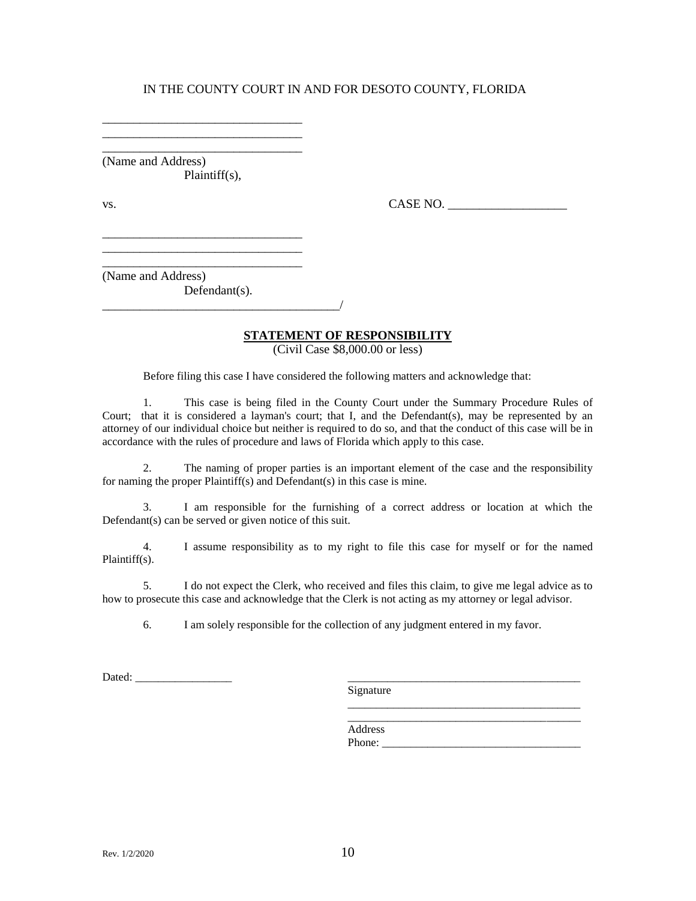IN THE COUNTY COURT IN AND FOR DESOTO COUNTY, FLORIDA

_________________________________
_________________________________
_________________________________
(Name and Address)
Plaintiff(s),

vs. CASE NO. ___________________

_________________________________
_________________________________
_________________________________
(Name and Address)
Defendant(s).
_______________________________________/

**STATEMENT OF RESPONSIBILITY**
(Civil Case $8,000.00 or less)

Before filing this case I have considered the following matters and acknowledge that:

1. This case is being filed in the County Court under the Summary Procedure Rules of Court; that it is considered a layman's court; that I, and the Defendant(s), may be represented by an attorney of our individual choice but neither is required to do so, and that the conduct of this case will be in accordance with the rules of procedure and laws of Florida which apply to this case.

2. The naming of proper parties is an important element of the case and the responsibility for naming the proper Plaintiff(s) and Defendant(s) in this case is mine.

3. I am responsible for the furnishing of a correct address or location at which the Defendant(s) can be served or given notice of this suit.

4. I assume responsibility as to my right to file this case for myself or for the named Plaintiff(s).

5. I do not expect the Clerk, who received and files this claim, to give me legal advice as to how to prosecute this case and acknowledge that the Clerk is not acting as my attorney or legal advisor.

6. I am solely responsible for the collection of any judgment entered in my favor.

Dated: _________________

__________________________________________
Signature
__________________________________________
__________________________________________
Address
Phone: ___________________________________

Rev. 1/2/2020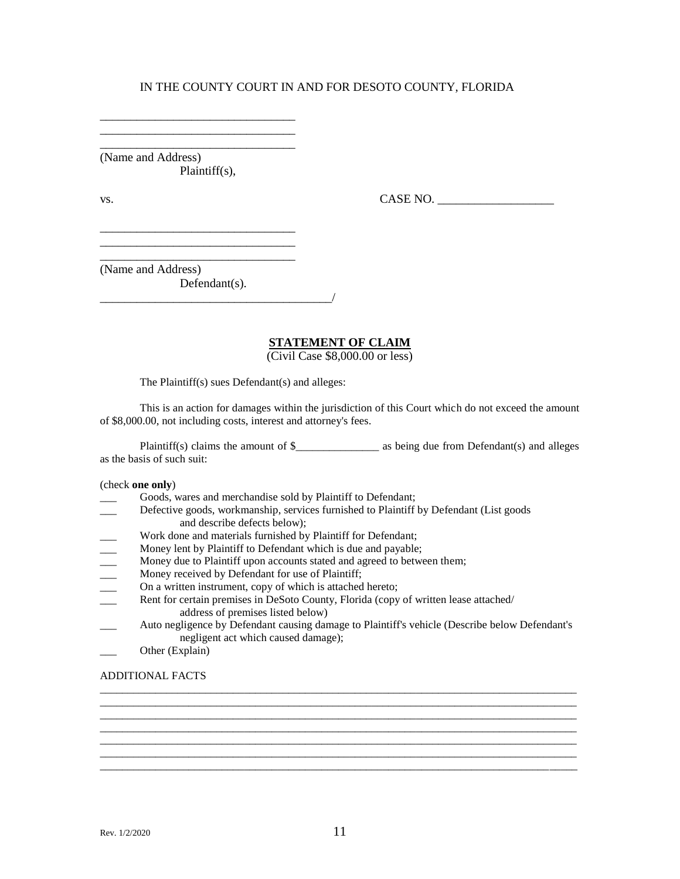IN THE COUNTY COURT IN AND FOR DESOTO COUNTY, FLORIDA

________________________________
________________________________
________________________________
(Name and Address)
Plaintiff(s),

vs. CASE NO. ___________________

________________________________
________________________________
________________________________
(Name and Address)
Defendant(s).
______________________________________/

**STATEMENT OF CLAIM**

(Civil Case $8,000.00 or less)

The Plaintiff(s) sues Defendant(s) and alleges:

This is an action for damages within the jurisdiction of this Court which do not exceed the amount of $8,000.00, not including costs, interest and attorney's fees.

Plaintiff(s) claims the amount of $_______________ as being due from Defendant(s) and alleges as the basis of such suit:

(check **one only**)

___ Goods, wares and merchandise sold by Plaintiff to Defendant;

___ Defective goods, workmanship, services furnished to Plaintiff by Defendant (List goods and describe defects below);

___ Work done and materials furnished by Plaintiff for Defendant;

___ Money lent by Plaintiff to Defendant which is due and payable;

___ Money due to Plaintiff upon accounts stated and agreed to between them;

___ Money received by Defendant for use of Plaintiff;

___ On a written instrument, copy of which is attached hereto;

___ Rent for certain premises in DeSoto County, Florida (copy of written lease attached/ address of premises listed below)

___ Auto negligence by Defendant causing damage to Plaintiff's vehicle (Describe below Defendant's negligent act which caused damage);

___ Other (Explain)

ADDITIONAL FACTS

_____________________________________________________________________________________
_____________________________________________________________________________________
_____________________________________________________________________________________
_____________________________________________________________________________________
_____________________________________________________________________________________
_____________________________________________________________________________________
_____________________________________________________________________________________

Rev. 1/2/2020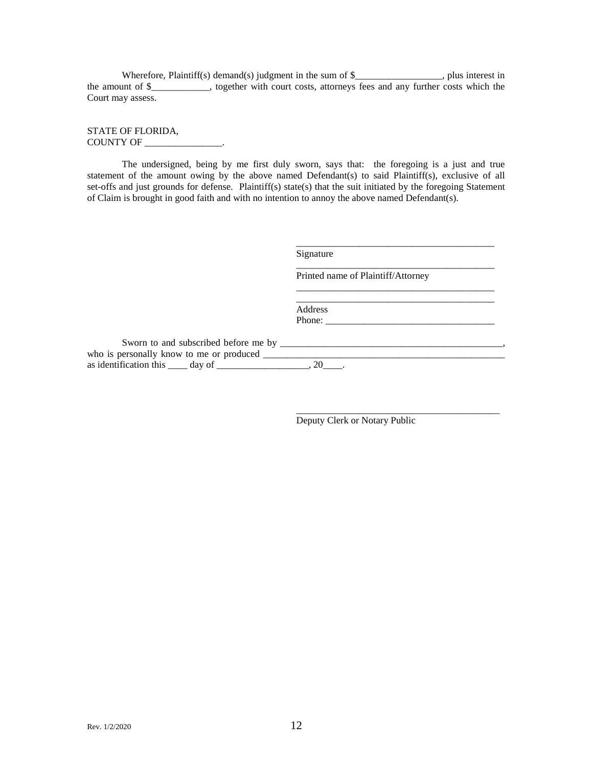Wherefore, Plaintiff(s) demand(s) judgment in the sum of $__________________, plus interest in the amount of $____________, together with court costs, attorneys fees and any further costs which the Court may assess.

STATE OF FLORIDA,
COUNTY OF ________________.

The undersigned, being by me first duly sworn, says that: the foregoing is a just and true statement of the amount owing by the above named Defendant(s) to said Plaintiff(s), exclusive of all set-offs and just grounds for defense. Plaintiff(s) state(s) that the suit initiated by the foregoing Statement of Claim is brought in good faith and with no intention to annoy the above named Defendant(s).

__________________________________________
Signature

__________________________________________
Printed name of Plaintiff/Attorney

__________________________________________
__________________________________________
Address
Phone: ___________________________________

Sworn to and subscribed before me by ________________________________________________, who is personally know to me or produced ___________________________________________________ as identification this ____ day of ___________________, 20____.

__________________________________________
Deputy Clerk or Notary Public

Rev. 1/2/2020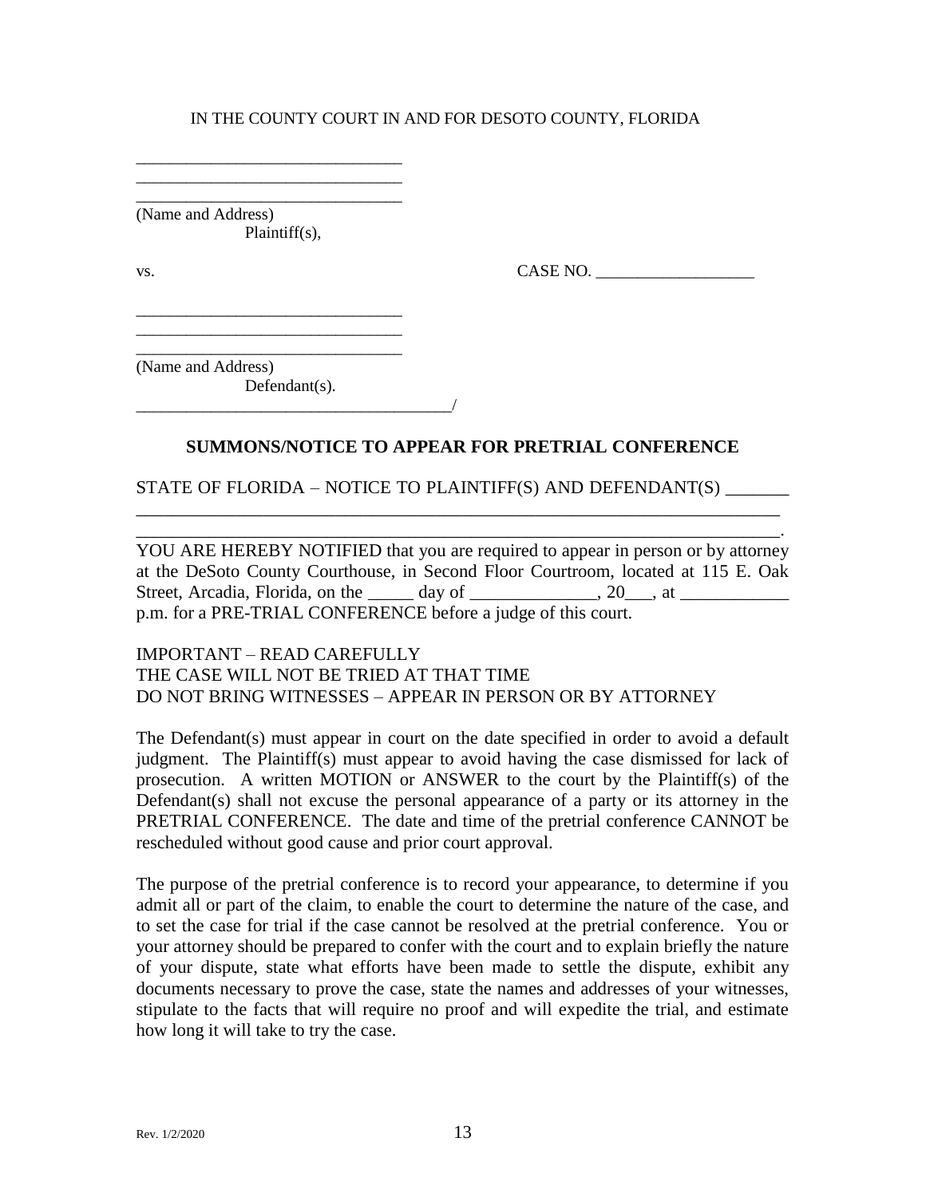IN THE COUNTY COURT IN AND FOR DESOTO COUNTY, FLORIDA

______________________________
______________________________
______________________________
(Name and Address)
Plaintiff(s),

vs. CASE NO. __________________

______________________________
______________________________
______________________________
(Name and Address)
Defendant(s).
____________________________________/

**SUMMONS/NOTICE TO APPEAR FOR PRETRIAL CONFERENCE**

STATE OF FLORIDA – NOTICE TO PLAINTIFF(S) AND DEFENDANT(S) _______
________________________________________________________________________
________________________________________________________________________.

YOU ARE HEREBY NOTIFIED that you are required to appear in person or by attorney at the DeSoto County Courthouse, in Second Floor Courtroom, located at 115 E. Oak Street, Arcadia, Florida, on the _____ day of ______________, 20___, at ____________ p.m. for a PRE-TRIAL CONFERENCE before a judge of this court.

IMPORTANT – READ CAREFULLY
THE CASE WILL NOT BE TRIED AT THAT TIME
DO NOT BRING WITNESSES – APPEAR IN PERSON OR BY ATTORNEY

The Defendant(s) must appear in court on the date specified in order to avoid a default judgment. The Plaintiff(s) must appear to avoid having the case dismissed for lack of prosecution. A written MOTION or ANSWER to the court by the Plaintiff(s) of the Defendant(s) shall not excuse the personal appearance of a party or its attorney in the PRETRIAL CONFERENCE. The date and time of the pretrial conference CANNOT be rescheduled without good cause and prior court approval.

The purpose of the pretrial conference is to record your appearance, to determine if you admit all or part of the claim, to enable the court to determine the nature of the case, and to set the case for trial if the case cannot be resolved at the pretrial conference. You or your attorney should be prepared to confer with the court and to explain briefly the nature of your dispute, state what efforts have been made to settle the dispute, exhibit any documents necessary to prove the case, state the names and addresses of your witnesses, stipulate to the facts that will require no proof and will expedite the trial, and estimate how long it will take to try the case.

Rev. 1/2/2020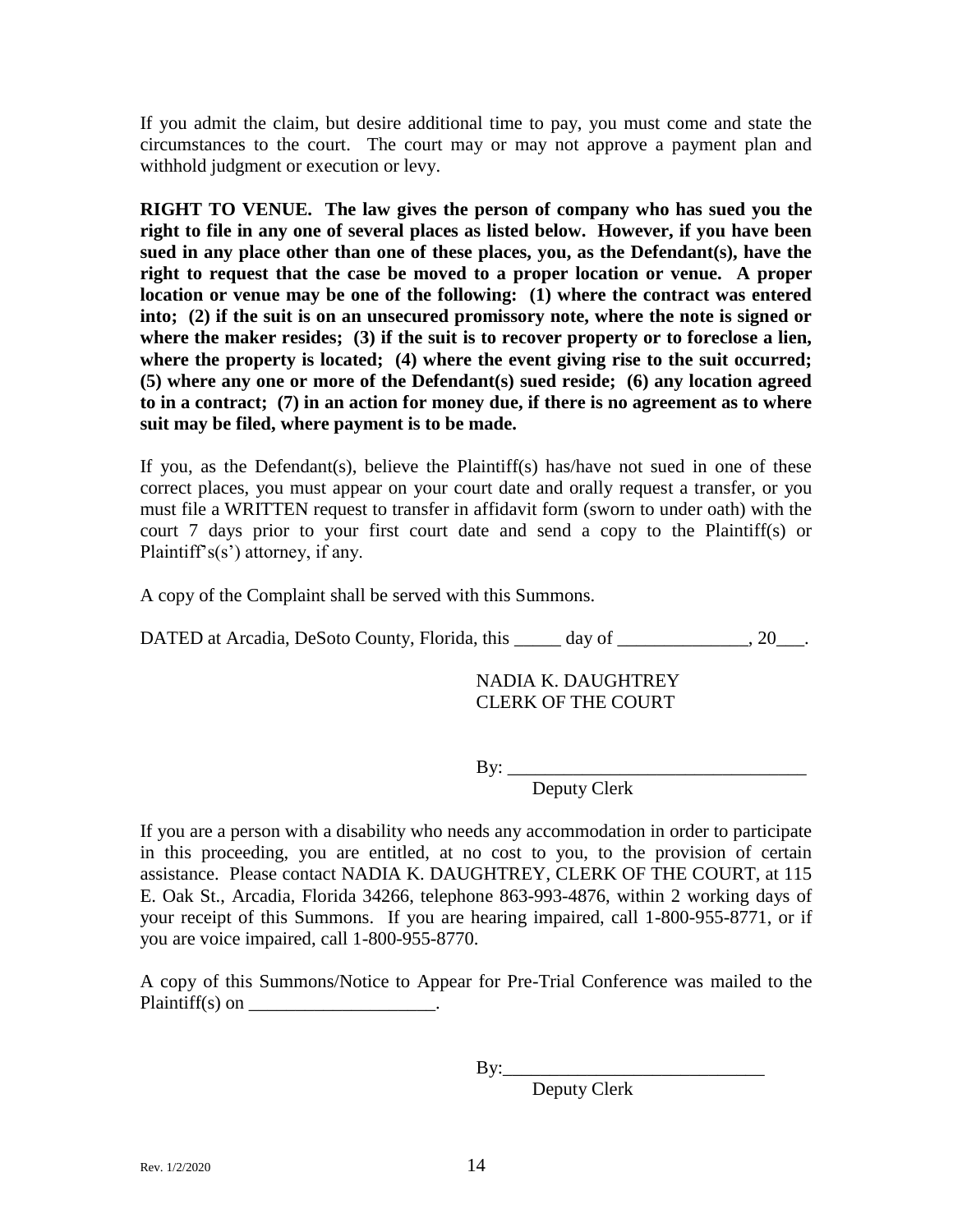If you admit the claim, but desire additional time to pay, you must come and state the circumstances to the court. The court may or may not approve a payment plan and withhold judgment or execution or levy.

**RIGHT TO VENUE. The law gives the person of company who has sued you the right to file in any one of several places as listed below. However, if you have been sued in any place other than one of these places, you, as the Defendant(s), have the right to request that the case be moved to a proper location or venue. A proper location or venue may be one of the following: (1) where the contract was entered into; (2) if the suit is on an unsecured promissory note, where the note is signed or where the maker resides; (3) if the suit is to recover property or to foreclose a lien, where the property is located; (4) where the event giving rise to the suit occurred; (5) where any one or more of the Defendant(s) sued reside; (6) any location agreed to in a contract; (7) in an action for money due, if there is no agreement as to where suit may be filed, where payment is to be made.**

If you, as the Defendant(s), believe the Plaintiff(s) has/have not sued in one of these correct places, you must appear on your court date and orally request a transfer, or you must file a WRITTEN request to transfer in affidavit form (sworn to under oath) with the court 7 days prior to your first court date and send a copy to the Plaintiff(s) or Plaintiff's(s') attorney, if any.

A copy of the Complaint shall be served with this Summons.

DATED at Arcadia, DeSoto County, Florida, this _____ day of ______________, 20___.

NADIA K. DAUGHTREY
CLERK OF THE COURT

By: _________________________________
Deputy Clerk

If you are a person with a disability who needs any accommodation in order to participate in this proceeding, you are entitled, at no cost to you, to the provision of certain assistance. Please contact NADIA K. DAUGHTREY, CLERK OF THE COURT, at 115 E. Oak St., Arcadia, Florida 34266, telephone 863-993-4876, within 2 working days of your receipt of this Summons. If you are hearing impaired, call 1-800-955-8771, or if you are voice impaired, call 1-800-955-8770.

A copy of this Summons/Notice to Appear for Pre-Trial Conference was mailed to the Plaintiff(s) on ____________________.

By:____________________________
Deputy Clerk

Rev. 1/2/2020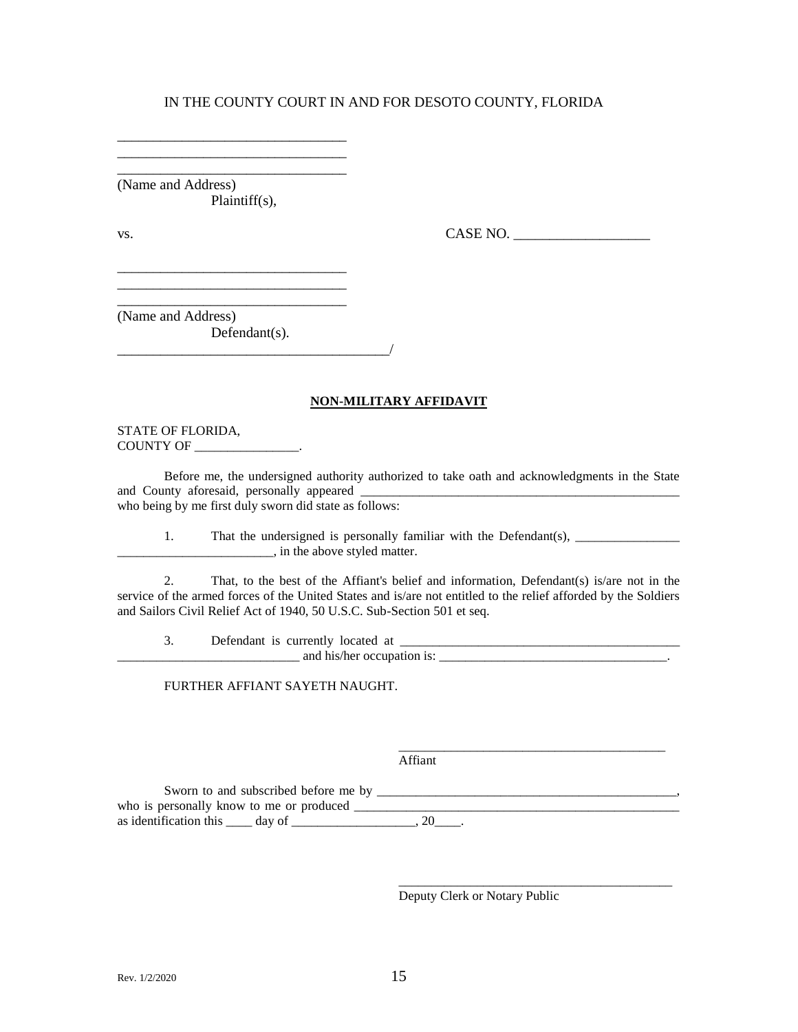IN THE COUNTY COURT IN AND FOR DESOTO COUNTY, FLORIDA

_________________________________
_________________________________
_________________________________
(Name and Address)
Plaintiff(s),

vs. CASE NO. ___________________

_________________________________
_________________________________
_________________________________
(Name and Address)
Defendant(s).
_______________________________________/

**NON-MILITARY AFFIDAVIT**

STATE OF FLORIDA,
COUNTY OF ________________.

Before me, the undersigned authority authorized to take oath and acknowledgments in the State and County aforesaid, personally appeared ___________________________________________________ who being by me first duly sworn did state as follows:

1. That the undersigned is personally familiar with the Defendant(s), ________________ ________________________, in the above styled matter.

2. That, to the best of the Affiant's belief and information, Defendant(s) is/are not in the service of the armed forces of the United States and is/are not entitled to the relief afforded by the Soldiers and Sailors Civil Relief Act of 1940, 50 U.S.C. Sub-Section 501 et seq.

3. Defendant is currently located at _____________________________________________ ____________________________ and his/her occupation is: ___________________________________.

FURTHER AFFIANT SAYETH NAUGHT.

__________________________________________
Affiant

Sworn to and subscribed before me by ________________________________________________, who is personally know to me or produced ___________________________________________________ as identification this ____ day of ___________________, 20____.

__________________________________________
Deputy Clerk or Notary Public

Rev. 1/2/2020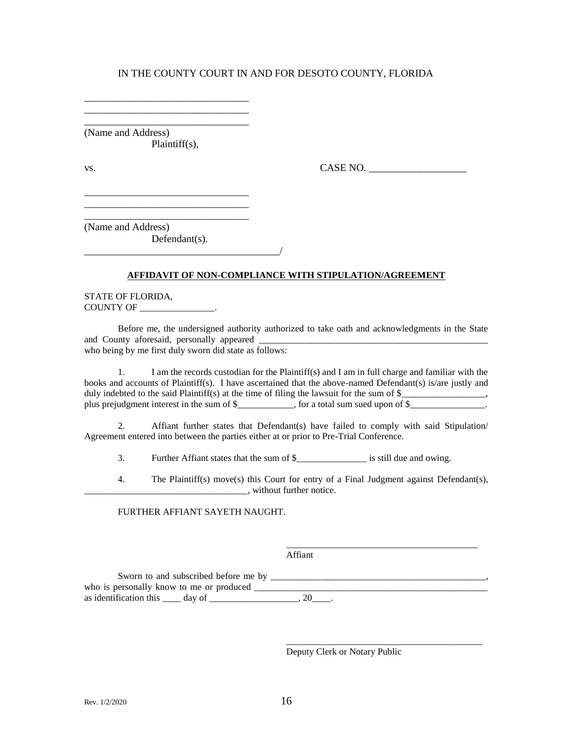IN THE COUNTY COURT IN AND FOR DESOTO COUNTY, FLORIDA

________________________________
________________________________
________________________________
(Name and Address)
Plaintiff(s),

vs. CASE NO. ___________________

________________________________
________________________________
________________________________
(Name and Address)
Defendant(s).
_______________________________________/

**AFFIDAVIT OF NON-COMPLIANCE WITH STIPULATION/AGREEMENT**

STATE OF FLORIDA,
COUNTY OF ________________.

Before me, the undersigned authority authorized to take oath and acknowledgments in the State and County aforesaid, personally appeared __________________________________________________ who being by me first duly sworn did state as follows:

1. I am the records custodian for the Plaintiff(s) and I am in full charge and familiar with the books and accounts of Plaintiff(s). I have ascertained that the above-named Defendant(s) is/are justly and duly indebted to the said Plaintiff(s) at the time of filing the lawsuit for the sum of $__________________, plus prejudgment interest in the sum of $____________, for a total sum sued upon of $________________.

2. Affiant further states that Defendant(s) have failed to comply with said Stipulation/ Agreement entered into between the parties either at or prior to Pre-Trial Conference.

3. Further Affiant states that the sum of $_______________ is still due and owing.

4. The Plaintiff(s) move(s) this Court for entry of a Final Judgment against Defendant(s), __________________________________, without further notice.

FURTHER AFFIANT SAYETH NAUGHT.

__________________________________________
Affiant

Sworn to and subscribed before me by ________________________________________________, who is personally know to me or produced ____________________________________________________ as identification this ____ day of ___________________, 20____.

__________________________________________
Deputy Clerk or Notary Public

Rev. 1/2/2020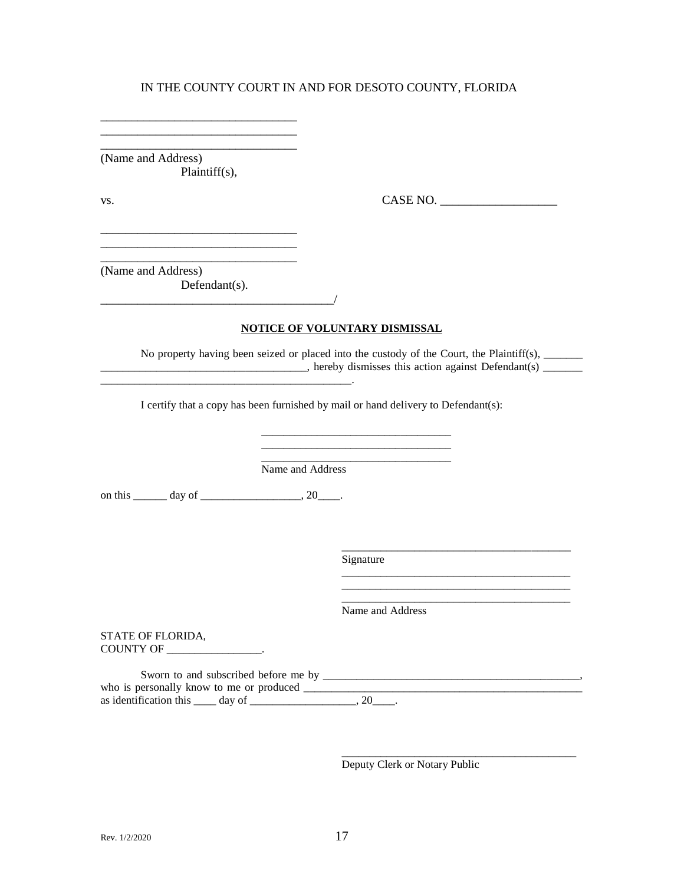IN THE COUNTY COURT IN AND FOR DESOTO COUNTY, FLORIDA

_________________________________
_________________________________
_________________________________
(Name and Address)
Plaintiff(s),

vs. CASE NO. ___________________

_________________________________
_________________________________
_________________________________
(Name and Address)
Defendant(s).
_______________________________________/

**NOTICE OF VOLUNTARY DISMISSAL**

No property having been seized or placed into the custody of the Court, the Plaintiff(s), _______ ____________________________________, hereby dismisses this action against Defendant(s) _______ _____________________________________________.

I certify that a copy has been furnished by mail or hand delivery to Defendant(s):

_________________________________
_________________________________
_________________________________
Name and Address

on this ______ day of __________________, 20____.

__________________________________________
Signature
__________________________________________
__________________________________________
__________________________________________
Name and Address

STATE OF FLORIDA,
COUNTY OF _________________.

Sworn to and subscribed before me by _______________________________________________, who is personally know to me or produced ___________________________________________________ as identification this ____ day of ___________________, 20____.

___________________________________________
Deputy Clerk or Notary Public

Rev. 1/2/2020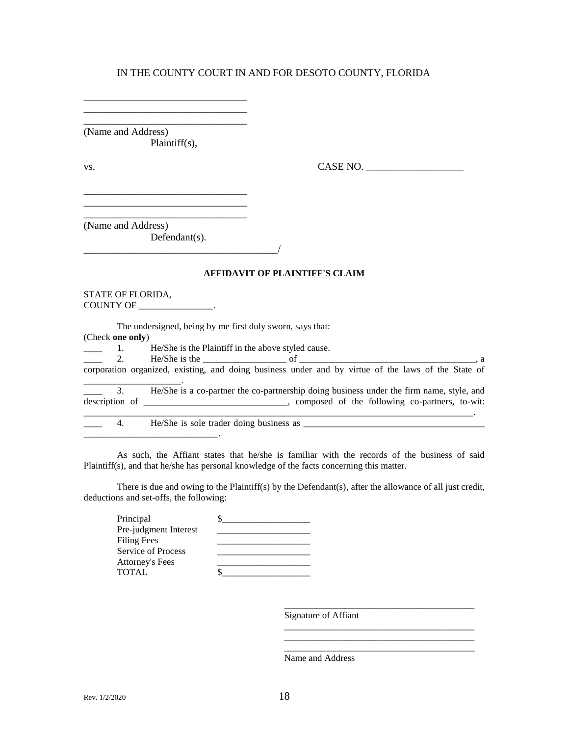IN THE COUNTY COURT IN AND FOR DESOTO COUNTY, FLORIDA

\_\_\_\_\_\_\_\_\_\_\_\_\_\_\_\_\_\_\_\_\_\_\_\_\_\_\_\_\_\_\_\_\_
\_\_\_\_\_\_\_\_\_\_\_\_\_\_\_\_\_\_\_\_\_\_\_\_\_\_\_\_\_\_\_\_\_
\_\_\_\_\_\_\_\_\_\_\_\_\_\_\_\_\_\_\_\_\_\_\_\_\_\_\_\_\_\_\_\_\_
(Name and Address)
Plaintiff(s),

vs. CASE NO. \_\_\_\_\_\_\_\_\_\_\_\_\_\_\_\_\_\_\_

\_\_\_\_\_\_\_\_\_\_\_\_\_\_\_\_\_\_\_\_\_\_\_\_\_\_\_\_\_\_\_\_\_
\_\_\_\_\_\_\_\_\_\_\_\_\_\_\_\_\_\_\_\_\_\_\_\_\_\_\_\_\_\_\_\_\_
\_\_\_\_\_\_\_\_\_\_\_\_\_\_\_\_\_\_\_\_\_\_\_\_\_\_\_\_\_\_\_\_\_
(Name and Address)
Defendant(s).
\_\_\_\_\_\_\_\_\_\_\_\_\_\_\_\_\_\_\_\_\_\_\_\_\_\_\_\_\_\_\_\_\_\_\_\_\_\_/

**AFFIDAVIT OF PLAINTIFF'S CLAIM**

STATE OF FLORIDA,
COUNTY OF \_\_\_\_\_\_\_\_\_\_\_\_\_\_\_\_.

The undersigned, being by me first duly sworn, says that:
(Check **one only**)

\_\_\_\_ 1. He/She is the Plaintiff in the above styled cause.

\_\_\_\_ 2. He/She is the \_\_\_\_\_\_\_\_\_\_\_\_\_\_\_\_\_\_ of \_\_\_\_\_\_\_\_\_\_\_\_\_\_\_\_\_\_\_\_\_\_\_\_\_\_\_\_\_\_\_\_\_\_\_\_\_\_, a corporation organized, existing, and doing business under and by virtue of the laws of the State of \_\_\_\_\_\_\_\_\_\_\_\_\_\_\_\_\_\_\_\_.

\_\_\_\_ 3. He/She is a co-partner the co-partnership doing business under the firm name, style, and description of \_\_\_\_\_\_\_\_\_\_\_\_\_\_\_\_\_\_\_\_\_\_\_\_\_\_\_\_\_\_\_, composed of the following co-partners, to-wit: \_\_\_\_\_\_\_\_\_\_\_\_\_\_\_\_\_\_\_\_\_\_\_\_\_\_\_\_\_\_\_\_\_\_\_\_\_\_\_\_\_\_\_\_\_\_\_\_\_\_\_\_\_\_\_\_\_\_\_\_\_\_\_\_\_\_\_\_\_\_\_\_\_\_\_\_\_\_\_\_\_\_.

\_\_\_\_ 4. He/She is sole trader doing business as \_\_\_\_\_\_\_\_\_\_\_\_\_\_\_\_\_\_\_\_\_\_\_\_\_\_\_\_\_\_\_\_\_\_\_\_\_\_\_\_ \_\_\_\_\_\_\_\_\_\_\_\_\_\_\_\_\_\_\_\_\_\_\_\_\_\_\_\_.

As such, the Affiant states that he/she is familiar with the records of the business of said Plaintiff(s), and that he/she has personal knowledge of the facts concerning this matter.

There is due and owing to the Plaintiff(s) by the Defendant(s), after the allowance of all just credit, deductions and set-offs, the following:

| | |
|---|---|
| Principal | $\_\_\_\_\_\_\_\_\_\_\_\_\_\_\_\_\_\_\_ |
| Pre-judgment Interest | \_\_\_\_\_\_\_\_\_\_\_\_\_\_\_\_\_\_\_ |
| Filing Fees | \_\_\_\_\_\_\_\_\_\_\_\_\_\_\_\_\_\_\_ |
| Service of Process | \_\_\_\_\_\_\_\_\_\_\_\_\_\_\_\_\_\_\_ |
| Attorney's Fees | \_\_\_\_\_\_\_\_\_\_\_\_\_\_\_\_\_\_\_ |
| TOTAL | $\_\_\_\_\_\_\_\_\_\_\_\_\_\_\_\_\_\_\_ |

\_\_\_\_\_\_\_\_\_\_\_\_\_\_\_\_\_\_\_\_\_\_\_\_\_\_\_\_\_\_\_\_\_\_\_\_\_\_\_\_\_
Signature of Affiant
\_\_\_\_\_\_\_\_\_\_\_\_\_\_\_\_\_\_\_\_\_\_\_\_\_\_\_\_\_\_\_\_\_\_\_\_\_\_\_\_\_
\_\_\_\_\_\_\_\_\_\_\_\_\_\_\_\_\_\_\_\_\_\_\_\_\_\_\_\_\_\_\_\_\_\_\_\_\_\_\_\_\_
\_\_\_\_\_\_\_\_\_\_\_\_\_\_\_\_\_\_\_\_\_\_\_\_\_\_\_\_\_\_\_\_\_\_\_\_\_\_\_\_\_
Name and Address

Rev. 1/2/2020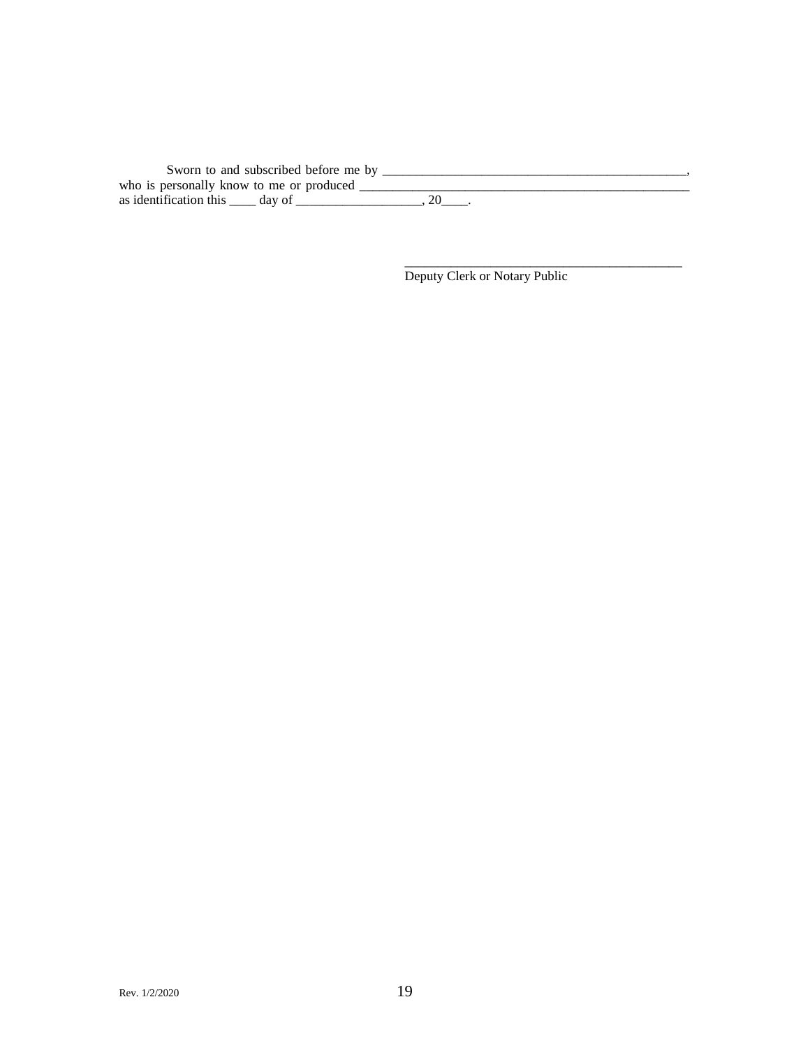Sworn to and subscribed before me by _______________________________________________, who is personally know to me or produced ____________________________________________________ as identification this ____ day of ___________________, 20____.

_____________________________________________
Deputy Clerk or Notary Public

Rev. 1/2/2020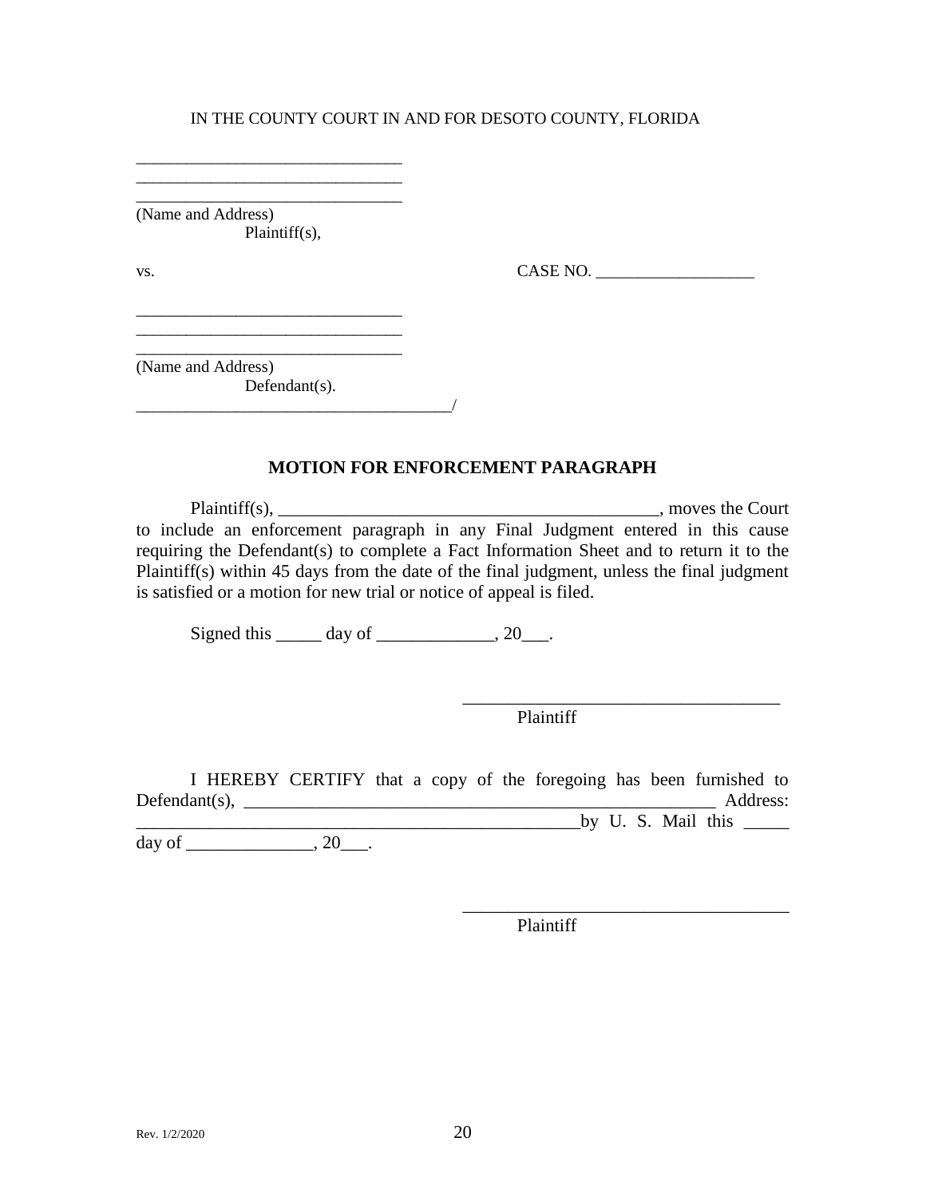IN THE COUNTY COURT IN AND FOR DESOTO COUNTY, FLORIDA

________________________________
________________________________
________________________________
(Name and Address)
Plaintiff(s),

vs. CASE NO. ___________________

________________________________
________________________________
________________________________
(Name and Address)
Defendant(s).
_____________________________________/

**MOTION FOR ENFORCEMENT PARAGRAPH**

Plaintiff(s), __________________________________________, moves the Court to include an enforcement paragraph in any Final Judgment entered in this cause requiring the Defendant(s) to complete a Fact Information Sheet and to return it to the Plaintiff(s) within 45 days from the date of the final judgment, unless the final judgment is satisfied or a motion for new trial or notice of appeal is filed.

Signed this _____ day of _____________, 20___.

___________________________________
Plaintiff

I HEREBY CERTIFY that a copy of the foregoing has been furnished to Defendant(s), ______________________________________________________ Address: _________________________________________________by U. S. Mail this _____ day of ______________, 20___.

___________________________________
Plaintiff

Rev. 1/2/2020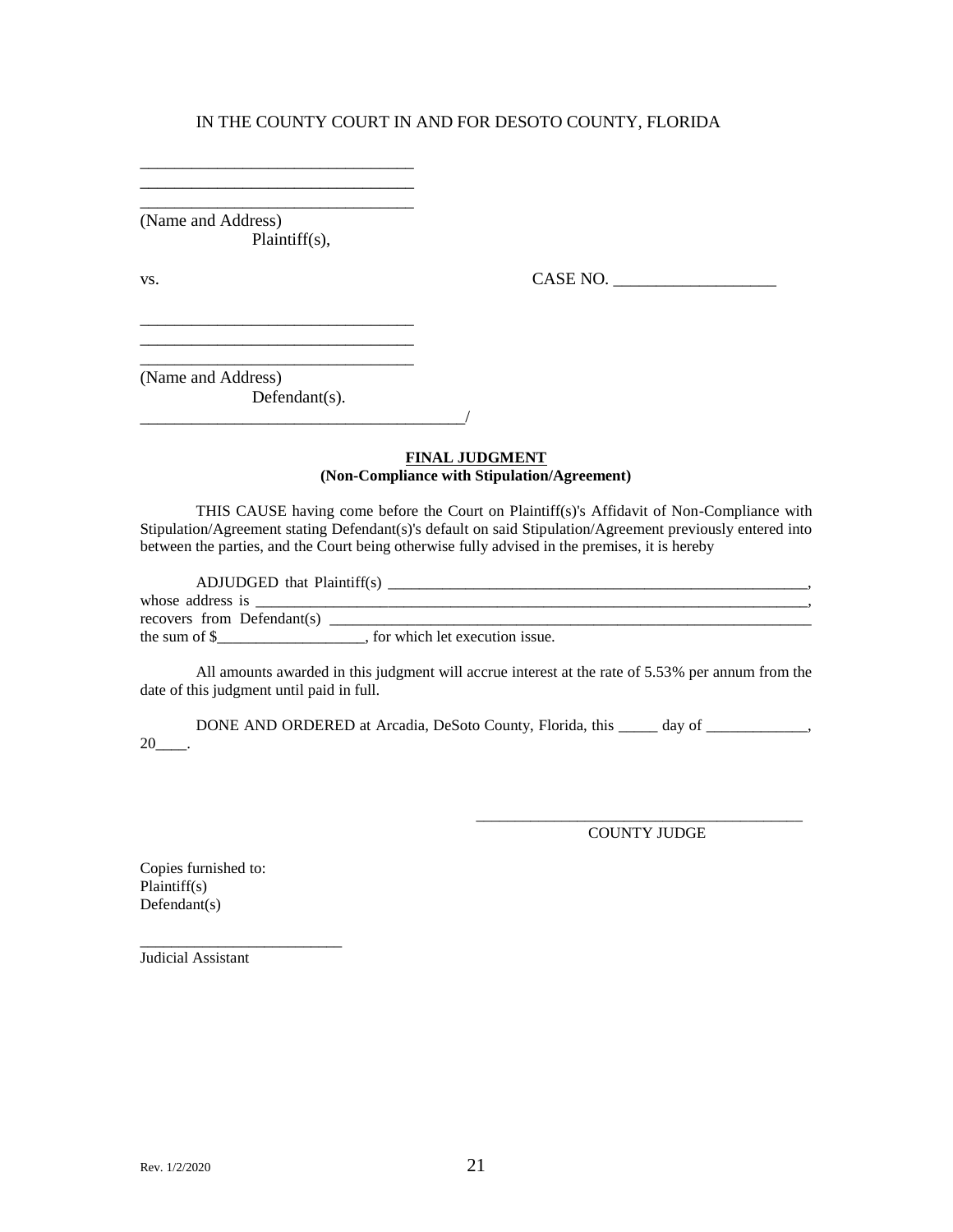IN THE COUNTY COURT IN AND FOR DESOTO COUNTY, FLORIDA

________________________________
________________________________
________________________________
(Name and Address)
Plaintiff(s),

vs. CASE NO. ___________________

________________________________
________________________________
________________________________
(Name and Address)
Defendant(s).
_______________________________________/

**FINAL JUDGMENT**
**(Non-Compliance with Stipulation/Agreement)**

THIS CAUSE having come before the Court on Plaintiff(s)'s Affidavit of Non-Compliance with Stipulation/Agreement stating Defendant(s)'s default on said Stipulation/Agreement previously entered into between the parties, and the Court being otherwise fully advised in the premises, it is hereby

ADJUDGED that Plaintiff(s) ________________________________________________________, whose address is ______________________________________________________________________, recovers from Defendant(s) _________________________________________________________________ the sum of $___________________, for which let execution issue.

All amounts awarded in this judgment will accrue interest at the rate of 5.53% per annum from the date of this judgment until paid in full.

DONE AND ORDERED at Arcadia, DeSoto County, Florida, this _____ day of _____________, 20____.

__________________________________________
COUNTY JUDGE

Copies furnished to:
Plaintiff(s)
Defendant(s)

_________________________
Judicial Assistant

Rev. 1/2/2020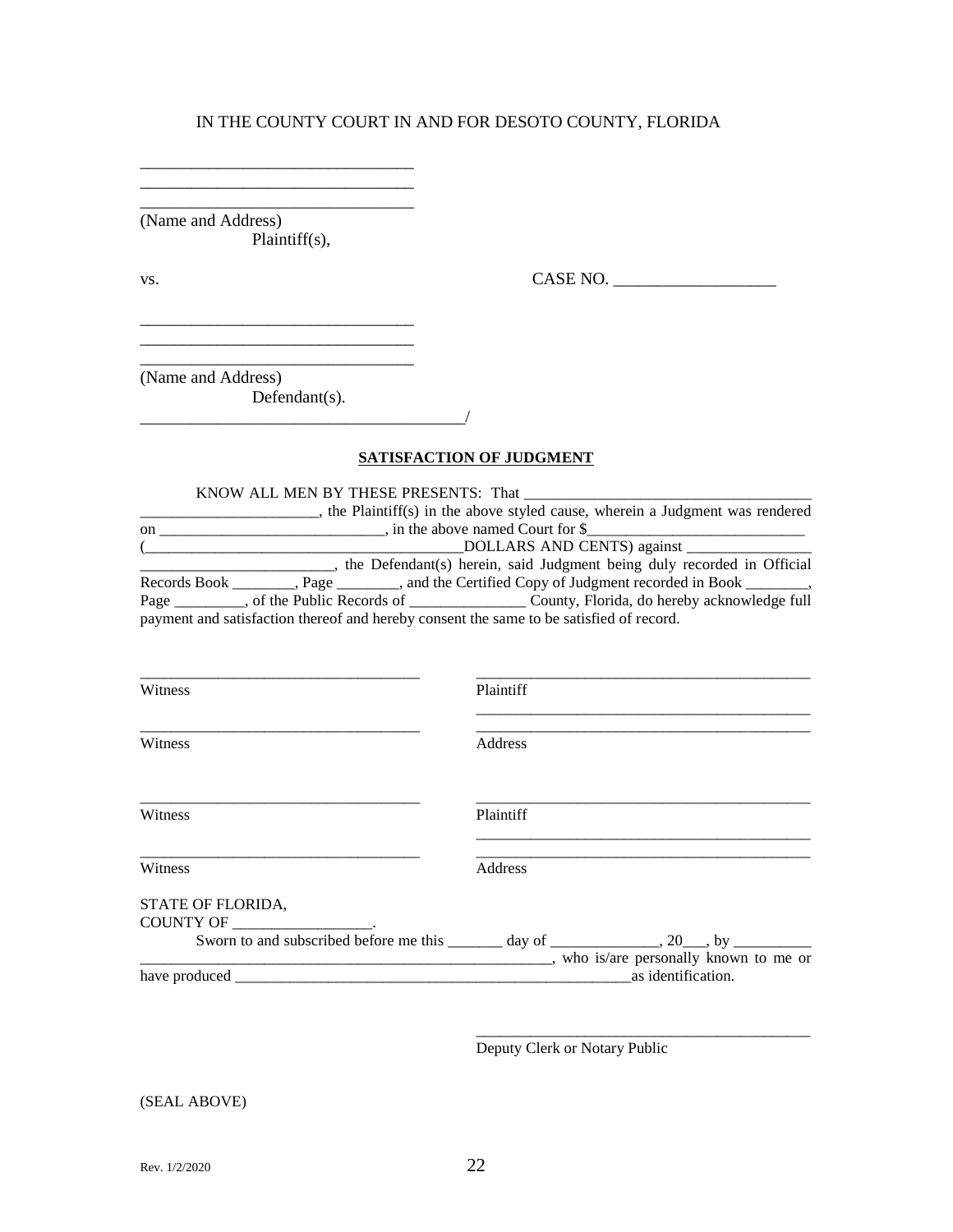IN THE COUNTY COURT IN AND FOR DESOTO COUNTY, FLORIDA

\_\_\_\_\_\_\_\_\_\_\_\_\_\_\_\_\_\_\_\_\_\_\_\_\_\_\_\_\_\_\_\_\_
\_\_\_\_\_\_\_\_\_\_\_\_\_\_\_\_\_\_\_\_\_\_\_\_\_\_\_\_\_\_\_\_\_
\_\_\_\_\_\_\_\_\_\_\_\_\_\_\_\_\_\_\_\_\_\_\_\_\_\_\_\_\_\_\_\_\_
(Name and Address)
Plaintiff(s),

vs. CASE NO. \_\_\_\_\_\_\_\_\_\_\_\_\_\_\_\_\_\_\_

\_\_\_\_\_\_\_\_\_\_\_\_\_\_\_\_\_\_\_\_\_\_\_\_\_\_\_\_\_\_\_\_\_
\_\_\_\_\_\_\_\_\_\_\_\_\_\_\_\_\_\_\_\_\_\_\_\_\_\_\_\_\_\_\_\_\_
\_\_\_\_\_\_\_\_\_\_\_\_\_\_\_\_\_\_\_\_\_\_\_\_\_\_\_\_\_\_\_\_\_
(Name and Address)
Defendant(s).
\_\_\_\_\_\_\_\_\_\_\_\_\_\_\_\_\_\_\_\_\_\_\_\_\_\_\_\_\_\_\_\_\_\_\_\_\_\_/

**SATISFACTION OF JUDGMENT**

KNOW ALL MEN BY THESE PRESENTS: That \_\_\_\_\_\_\_\_\_\_\_\_\_\_\_\_\_\_\_\_\_\_\_\_\_\_\_\_\_\_\_\_\_\_\_\_\_ \_\_\_\_\_\_\_\_\_\_\_\_\_\_\_\_\_\_\_\_\_\_, the Plaintiff(s) in the above styled cause, wherein a Judgment was rendered on \_\_\_\_\_\_\_\_\_\_\_\_\_\_\_\_\_\_\_\_\_\_\_\_\_\_\_\_\_, in the above named Court for $\_\_\_\_\_\_\_\_\_\_\_\_\_\_\_\_\_\_\_\_\_\_\_\_\_\_\_\_\_ (\_\_\_\_\_\_\_\_\_\_\_\_\_\_\_\_\_\_\_\_\_\_\_\_\_\_\_\_\_\_\_\_\_\_\_\_\_\_\_\_\_DOLLARS AND CENTS) against \_\_\_\_\_\_\_\_\_\_\_\_\_\_\_\_ \_\_\_\_\_\_\_\_\_\_\_\_\_\_\_\_\_\_\_\_\_\_\_\_\_, the Defendant(s) herein, said Judgment being duly recorded in Official Records Book \_\_\_\_\_\_\_\_, Page \_\_\_\_\_\_\_\_, and the Certified Copy of Judgment recorded in Book \_\_\_\_\_\_\_\_, Page \_\_\_\_\_\_\_\_\_, of the Public Records of \_\_\_\_\_\_\_\_\_\_\_\_\_\_\_ County, Florida, do hereby acknowledge full payment and satisfaction thereof and hereby consent the same to be satisfied of record.

| | |
|---|---|
| \_\_\_\_\_\_\_\_\_\_\_\_\_\_\_\_\_\_\_\_\_\_\_\_\_\_\_\_\_\_\_\_\_\_\_<br>Witness | \_\_\_\_\_\_\_\_\_\_\_\_\_\_\_\_\_\_\_\_\_\_\_\_\_\_\_\_\_\_\_\_\_\_\_\_\_\_\_\_\_\_\_<br>Plaintiff |
| \_\_\_\_\_\_\_\_\_\_\_\_\_\_\_\_\_\_\_\_\_\_\_\_\_\_\_\_\_\_\_\_\_\_\_<br>Witness | \_\_\_\_\_\_\_\_\_\_\_\_\_\_\_\_\_\_\_\_\_\_\_\_\_\_\_\_\_\_\_\_\_\_\_\_\_\_\_\_\_\_\_<br>\_\_\_\_\_\_\_\_\_\_\_\_\_\_\_\_\_\_\_\_\_\_\_\_\_\_\_\_\_\_\_\_\_\_\_\_\_\_\_\_\_\_\_<br>Address |
| \_\_\_\_\_\_\_\_\_\_\_\_\_\_\_\_\_\_\_\_\_\_\_\_\_\_\_\_\_\_\_\_\_\_\_<br>Witness | \_\_\_\_\_\_\_\_\_\_\_\_\_\_\_\_\_\_\_\_\_\_\_\_\_\_\_\_\_\_\_\_\_\_\_\_\_\_\_\_\_\_\_<br>Plaintiff |
| \_\_\_\_\_\_\_\_\_\_\_\_\_\_\_\_\_\_\_\_\_\_\_\_\_\_\_\_\_\_\_\_\_\_\_<br>Witness | \_\_\_\_\_\_\_\_\_\_\_\_\_\_\_\_\_\_\_\_\_\_\_\_\_\_\_\_\_\_\_\_\_\_\_\_\_\_\_\_\_\_\_<br>\_\_\_\_\_\_\_\_\_\_\_\_\_\_\_\_\_\_\_\_\_\_\_\_\_\_\_\_\_\_\_\_\_\_\_\_\_\_\_\_\_\_\_<br>Address |

STATE OF FLORIDA,
COUNTY OF \_\_\_\_\_\_\_\_\_\_\_\_\_\_\_\_\_\_.

Sworn to and subscribed before me this \_\_\_\_\_\_\_ day of \_\_\_\_\_\_\_\_\_\_\_\_\_\_, 20\_\_\_, by \_\_\_\_\_\_\_\_\_\_ \_\_\_\_\_\_\_\_\_\_\_\_\_\_\_\_\_\_\_\_\_\_\_\_\_\_\_\_\_\_\_\_\_\_\_\_\_\_\_\_\_\_\_\_\_\_\_\_\_\_\_\_\_\_\_, who is/are personally known to me or have produced \_\_\_\_\_\_\_\_\_\_\_\_\_\_\_\_\_\_\_\_\_\_\_\_\_\_\_\_\_\_\_\_\_\_\_\_\_\_\_\_\_\_\_\_\_\_\_\_\_\_\_\_\_as identification.

\_\_\_\_\_\_\_\_\_\_\_\_\_\_\_\_\_\_\_\_\_\_\_\_\_\_\_\_\_\_\_\_\_\_\_\_\_\_\_\_\_\_\_
Deputy Clerk or Notary Public

(SEAL ABOVE)

Rev. 1/2/2020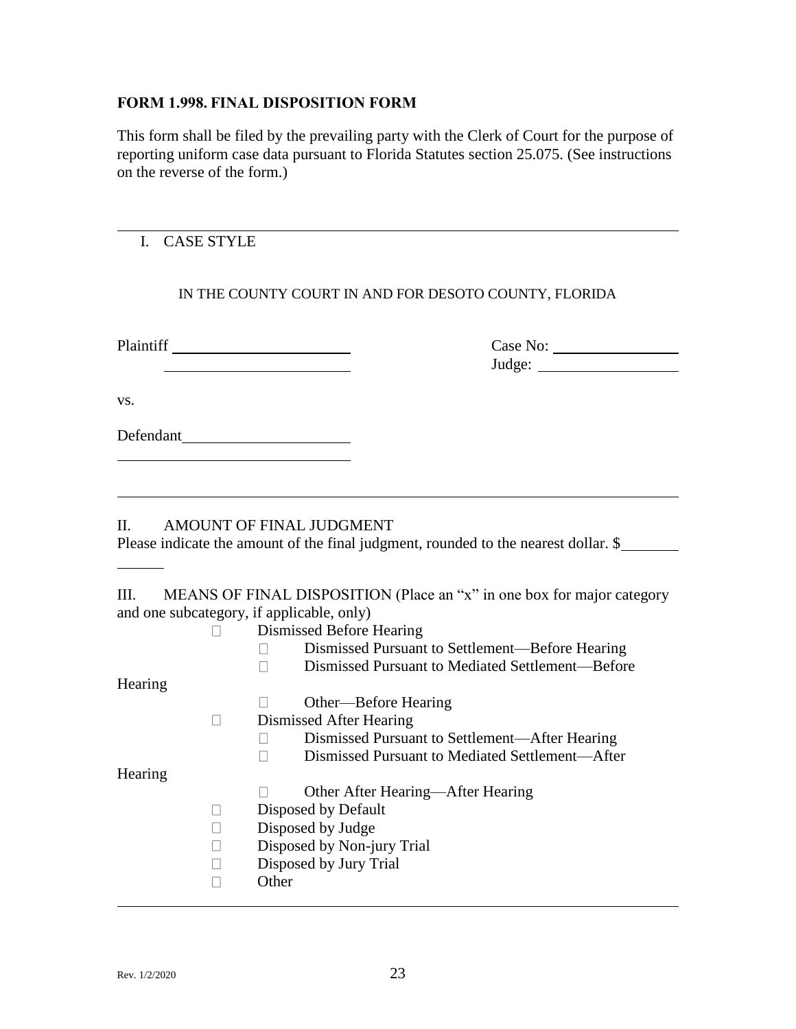**FORM 1.998. FINAL DISPOSITION FORM**

This form shall be filed by the prevailing party with the Clerk of Court for the purpose of reporting uniform case data pursuant to Florida Statutes section 25.075. (See instructions on the reverse of the form.)

---

I. CASE STYLE

IN THE COUNTY COURT IN AND FOR DESOTO COUNTY, FLORIDA

Plaintiff \_\_\_\_\_\_\_\_\_\_\_\_\_\_\_\_\_\_\_\_\_\_\_\_
\_\_\_\_\_\_\_\_\_\_\_\_\_\_\_\_\_\_\_\_\_\_\_\_

Case No: \_\_\_\_\_\_\_\_\_\_\_\_\_\_\_\_\_\_
Judge: \_\_\_\_\_\_\_\_\_\_\_\_\_\_\_\_\_\_

vs.

Defendant \_\_\_\_\_\_\_\_\_\_\_\_\_\_\_\_\_\_\_\_\_\_\_\_
\_\_\_\_\_\_\_\_\_\_\_\_\_\_\_\_\_\_\_\_\_\_\_\_

---

II. AMOUNT OF FINAL JUDGMENT

Please indicate the amount of the final judgment, rounded to the nearest dollar. $\_\_\_\_\_\_\_\_\_\_

III. MEANS OF FINAL DISPOSITION (Place an "x" in one box for major category and one subcategory, if applicable, only)

- ☐ Dismissed Before Hearing
  - ☐ Dismissed Pursuant to Settlement—Before Hearing
  - ☐ Dismissed Pursuant to Mediated Settlement—Before Hearing
  - ☐ Other—Before Hearing
- ☐ Dismissed After Hearing
  - ☐ Dismissed Pursuant to Settlement—After Hearing
  - ☐ Dismissed Pursuant to Mediated Settlement—After Hearing
  - ☐ Other After Hearing—After Hearing
- ☐ Disposed by Default
- ☐ Disposed by Judge
- ☐ Disposed by Non-jury Trial
- ☐ Disposed by Jury Trial
- ☐ Other

---

Rev. 1/2/2020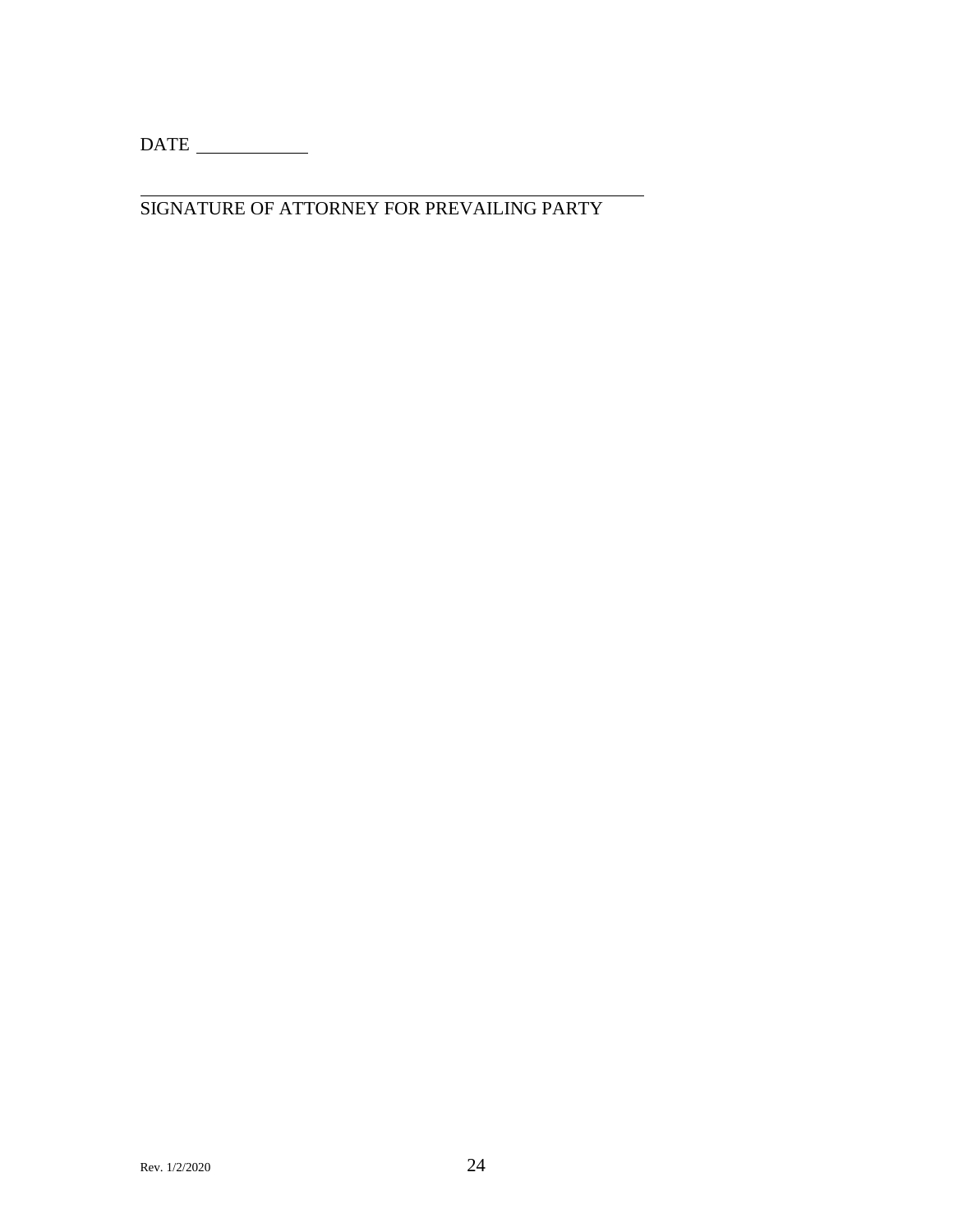DATE ____________

______________________________________________
SIGNATURE OF ATTORNEY FOR PREVAILING PARTY

Rev. 1/2/2020